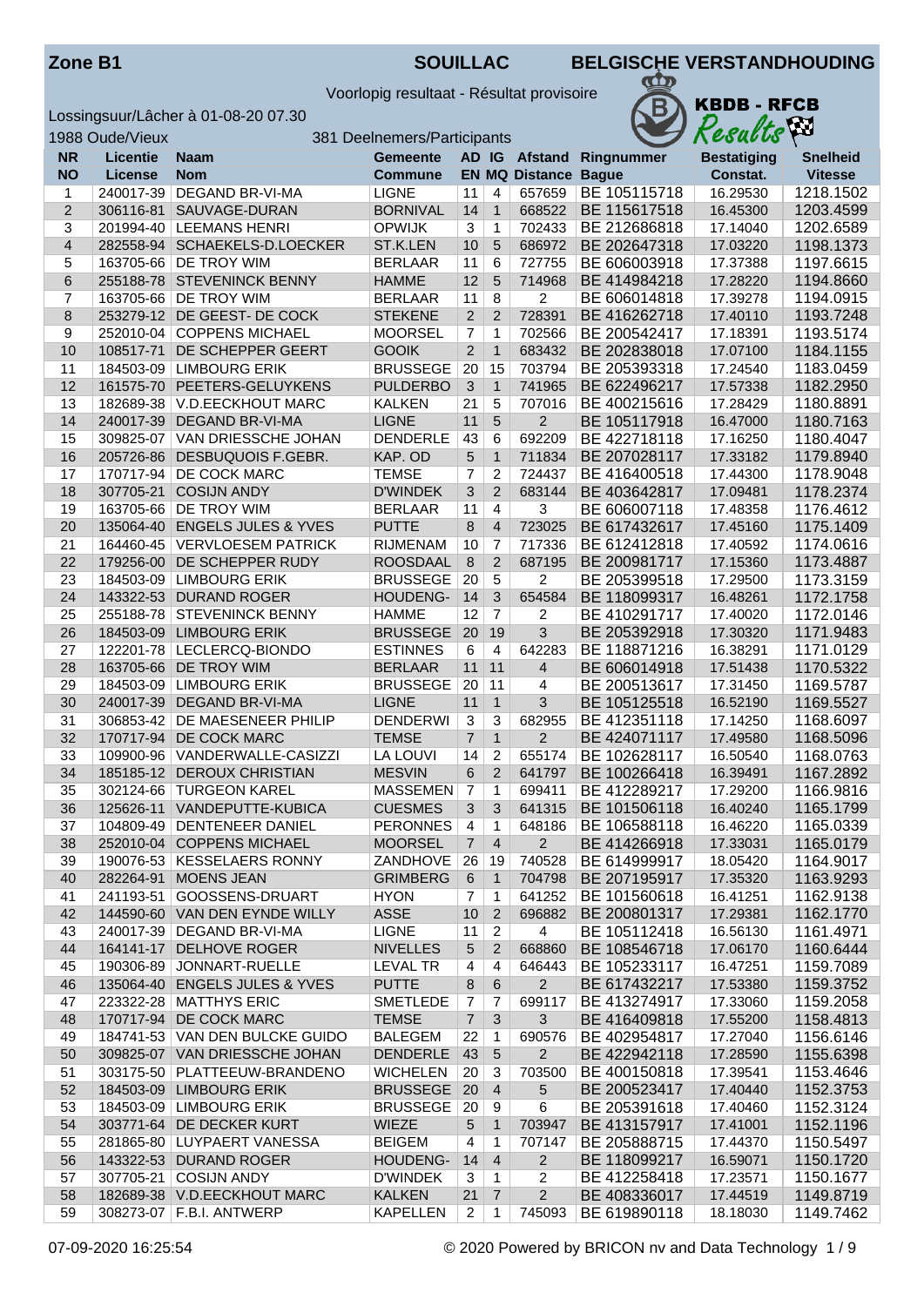Zone B1 **SOUILLAC** **BELGISCHE VERSTANDHOUDING**

Voorlopig resultaat - Résultat provisoire

KBDB - RFCB Results

Lossingsuur/Lâcher à 01-08-20 07.30

1988 Oude/Vieux 381 Deelnemers/Participants

| NR<br>NO | Licentie<br>License | Naam<br>Nom | Gemeente<br>Commune | AD<br>EN | IG<br>MQ | Afstand<br>Distance | Ringnummer<br>Bague | Bestatiging<br>Constat. | Snelheid<br>Vitesse |
|---|---|---|---|---|---|---|---|---|---|
| 1 | 240017-39 | DEGAND BR-VI-MA | LIGNE | 11 | 4 | 657659 | BE 105115718 | 16.29530 | 1218.1502 |
| 2 | 306116-81 | SAUVAGE-DURAN | BORNIVAL | 14 | 1 | 668522 | BE 115617518 | 16.45300 | 1203.4599 |
| 3 | 201994-40 | LEEMANS HENRI | OPWIJK | 3 | 1 | 702433 | BE 212686818 | 17.14040 | 1202.6589 |
| 4 | 282558-94 | SCHAEKELS-D.LOECKER | ST.K.LEN | 10 | 5 | 686972 | BE 202647318 | 17.03220 | 1198.1373 |
| 5 | 163705-66 | DE TROY WIM | BERLAAR | 11 | 6 | 727755 | BE 606003918 | 17.37388 | 1197.6615 |
| 6 | 255188-78 | STEVENINCK BENNY | HAMME | 12 | 5 | 714968 | BE 414984218 | 17.28220 | 1194.8660 |
| 7 | 163705-66 | DE TROY WIM | BERLAAR | 11 | 8 | 2 | BE 606014818 | 17.39278 | 1194.0915 |
| 8 | 253279-12 | DE GEEST- DE COCK | STEKENE | 2 | 2 | 728391 | BE 416262718 | 17.40110 | 1193.7248 |
| 9 | 252010-04 | COPPENS MICHAEL | MOORSEL | 7 | 1 | 702566 | BE 200542417 | 17.18391 | 1193.5174 |
| 10 | 108517-71 | DE SCHEPPER GEERT | GOOIK | 2 | 1 | 683432 | BE 202838018 | 17.07100 | 1184.1155 |
| 11 | 184503-09 | LIMBOURG ERIK | BRUSSEGE | 20 | 15 | 703794 | BE 205393318 | 17.24540 | 1183.0459 |
| 12 | 161575-70 | PEETERS-GELUYKENS | PULDERBO | 3 | 1 | 741965 | BE 622496217 | 17.57338 | 1182.2950 |
| 13 | 182689-38 | V.D.EECKHOUT MARC | KALKEN | 21 | 5 | 707016 | BE 400215616 | 17.28429 | 1180.8891 |
| 14 | 240017-39 | DEGAND BR-VI-MA | LIGNE | 11 | 5 | 2 | BE 105117918 | 16.47000 | 1180.7163 |
| 15 | 309825-07 | VAN DRIESSCHE JOHAN | DENDERLE | 43 | 6 | 692209 | BE 422718118 | 17.16250 | 1180.4047 |
| 16 | 205726-86 | DESBUQUOIS F.GEBR. | KAP. OD | 5 | 1 | 711834 | BE 207028117 | 17.33182 | 1179.8940 |
| 17 | 170717-94 | DE COCK MARC | TEMSE | 7 | 2 | 724437 | BE 416400518 | 17.44300 | 1178.9048 |
| 18 | 307705-21 | COSIJN ANDY | D'WINDEK | 3 | 2 | 683144 | BE 403642817 | 17.09481 | 1178.2374 |
| 19 | 163705-66 | DE TROY WIM | BERLAAR | 11 | 4 | 3 | BE 606007118 | 17.48358 | 1176.4612 |
| 20 | 135064-40 | ENGELS JULES & YVES | PUTTE | 8 | 4 | 723025 | BE 617432617 | 17.45160 | 1175.1409 |
| 21 | 164460-45 | VERVLOESEM PATRICK | RIJMENAM | 10 | 7 | 717336 | BE 612412818 | 17.40592 | 1174.0616 |
| 22 | 179256-00 | DE SCHEPPER RUDY | ROOSDAAL | 8 | 2 | 687195 | BE 200981717 | 17.15360 | 1173.4887 |
| 23 | 184503-09 | LIMBOURG ERIK | BRUSSEGE | 20 | 5 | 2 | BE 205399518 | 17.29500 | 1173.3159 |
| 24 | 143322-53 | DURAND ROGER | HOUDENG- | 14 | 3 | 654584 | BE 118099317 | 16.48261 | 1172.1758 |
| 25 | 255188-78 | STEVENINCK BENNY | HAMME | 12 | 7 | 2 | BE 410291717 | 17.40020 | 1172.0146 |
| 26 | 184503-09 | LIMBOURG ERIK | BRUSSEGE | 20 | 19 | 3 | BE 205392918 | 17.30320 | 1171.9483 |
| 27 | 122201-78 | LECLERCQ-BIONDO | ESTINNES | 6 | 4 | 642283 | BE 118871216 | 16.38291 | 1171.0129 |
| 28 | 163705-66 | DE TROY WIM | BERLAAR | 11 | 11 | 4 | BE 606014918 | 17.51438 | 1170.5322 |
| 29 | 184503-09 | LIMBOURG ERIK | BRUSSEGE | 20 | 11 | 4 | BE 200513617 | 17.31450 | 1169.5787 |
| 30 | 240017-39 | DEGAND BR-VI-MA | LIGNE | 11 | 1 | 3 | BE 105125518 | 16.52190 | 1169.5527 |
| 31 | 306853-42 | DE MAESENEER PHILIP | DENDERWI | 3 | 3 | 682955 | BE 412351118 | 17.14250 | 1168.6097 |
| 32 | 170717-94 | DE COCK MARC | TEMSE | 7 | 1 | 2 | BE 424071117 | 17.49580 | 1168.5096 |
| 33 | 109900-96 | VANDERWALLE-CASIZZI | LA LOUVI | 14 | 2 | 655174 | BE 102628117 | 16.50540 | 1168.0763 |
| 34 | 185185-12 | DEROUX CHRISTIAN | MESVIN | 6 | 2 | 641797 | BE 100266418 | 16.39491 | 1167.2892 |
| 35 | 302124-66 | TURGEON KAREL | MASSEMEN | 7 | 1 | 699411 | BE 412289217 | 17.29200 | 1166.9816 |
| 36 | 125626-11 | VANDEPUTTE-KUBICA | CUESMES | 3 | 3 | 641315 | BE 101506118 | 16.40240 | 1165.1799 |
| 37 | 104809-49 | DENTENEER DANIEL | PERONNES | 4 | 1 | 648186 | BE 106588118 | 16.46220 | 1165.0339 |
| 38 | 252010-04 | COPPENS MICHAEL | MOORSEL | 7 | 4 | 2 | BE 414266918 | 17.33031 | 1165.0179 |
| 39 | 190076-53 | KESSELAERS RONNY | ZANDHOVE | 26 | 19 | 740528 | BE 614999917 | 18.05420 | 1164.9017 |
| 40 | 282264-91 | MOENS JEAN | GRIMBERG | 6 | 1 | 704798 | BE 207195917 | 17.35320 | 1163.9293 |
| 41 | 241193-51 | GOOSSENS-DRUART | HYON | 7 | 1 | 641252 | BE 101560618 | 16.41251 | 1162.9138 |
| 42 | 144590-60 | VAN DEN EYNDE WILLY | ASSE | 10 | 2 | 696882 | BE 200801317 | 17.29381 | 1162.1770 |
| 43 | 240017-39 | DEGAND BR-VI-MA | LIGNE | 11 | 2 | 4 | BE 105112418 | 16.56130 | 1161.4971 |
| 44 | 164141-17 | DELHOVE ROGER | NIVELLES | 5 | 2 | 668860 | BE 108546718 | 17.06170 | 1160.6444 |
| 45 | 190306-89 | JONNART-RUELLE | LEVAL TR | 4 | 4 | 646443 | BE 105233117 | 16.47251 | 1159.7089 |
| 46 | 135064-40 | ENGELS JULES & YVES | PUTTE | 8 | 6 | 2 | BE 617432217 | 17.53380 | 1159.3752 |
| 47 | 223322-28 | MATTHYS ERIC | SMETLEDE | 7 | 7 | 699117 | BE 413274917 | 17.33060 | 1159.2058 |
| 48 | 170717-94 | DE COCK MARC | TEMSE | 7 | 3 | 3 | BE 416409818 | 17.55200 | 1158.4813 |
| 49 | 184741-53 | VAN DEN BULCKE GUIDO | BALEGEM | 22 | 1 | 690576 | BE 402954817 | 17.27040 | 1156.6146 |
| 50 | 309825-07 | VAN DRIESSCHE JOHAN | DENDERLE | 43 | 5 | 2 | BE 422942118 | 17.28590 | 1155.6398 |
| 51 | 303175-50 | PLATTEEUW-BRANDENO | WICHELEN | 20 | 3 | 703500 | BE 400150818 | 17.39541 | 1153.4646 |
| 52 | 184503-09 | LIMBOURG ERIK | BRUSSEGE | 20 | 4 | 5 | BE 200523417 | 17.40440 | 1152.3753 |
| 53 | 184503-09 | LIMBOURG ERIK | BRUSSEGE | 20 | 9 | 6 | BE 205391618 | 17.40460 | 1152.3124 |
| 54 | 303771-64 | DE DECKER KURT | WIEZE | 5 | 1 | 703947 | BE 413157917 | 17.41001 | 1152.1196 |
| 55 | 281865-80 | LUYPAERT VANESSA | BEIGEM | 4 | 1 | 707147 | BE 205888715 | 17.44370 | 1150.5497 |
| 56 | 143322-53 | DURAND ROGER | HOUDENG- | 14 | 4 | 2 | BE 118099217 | 16.59071 | 1150.1720 |
| 57 | 307705-21 | COSIJN ANDY | D'WINDEK | 3 | 1 | 2 | BE 412258418 | 17.23571 | 1150.1677 |
| 58 | 182689-38 | V.D.EECKHOUT MARC | KALKEN | 21 | 7 | 2 | BE 408336017 | 17.44519 | 1149.8719 |
| 59 | 308273-07 | F.B.I. ANTWERP | KAPELLEN | 2 | 1 | 745093 | BE 619890118 | 18.18030 | 1149.7462 |

07-09-2020 16:25:54 © 2020 Powered by BRICON nv and Data Technology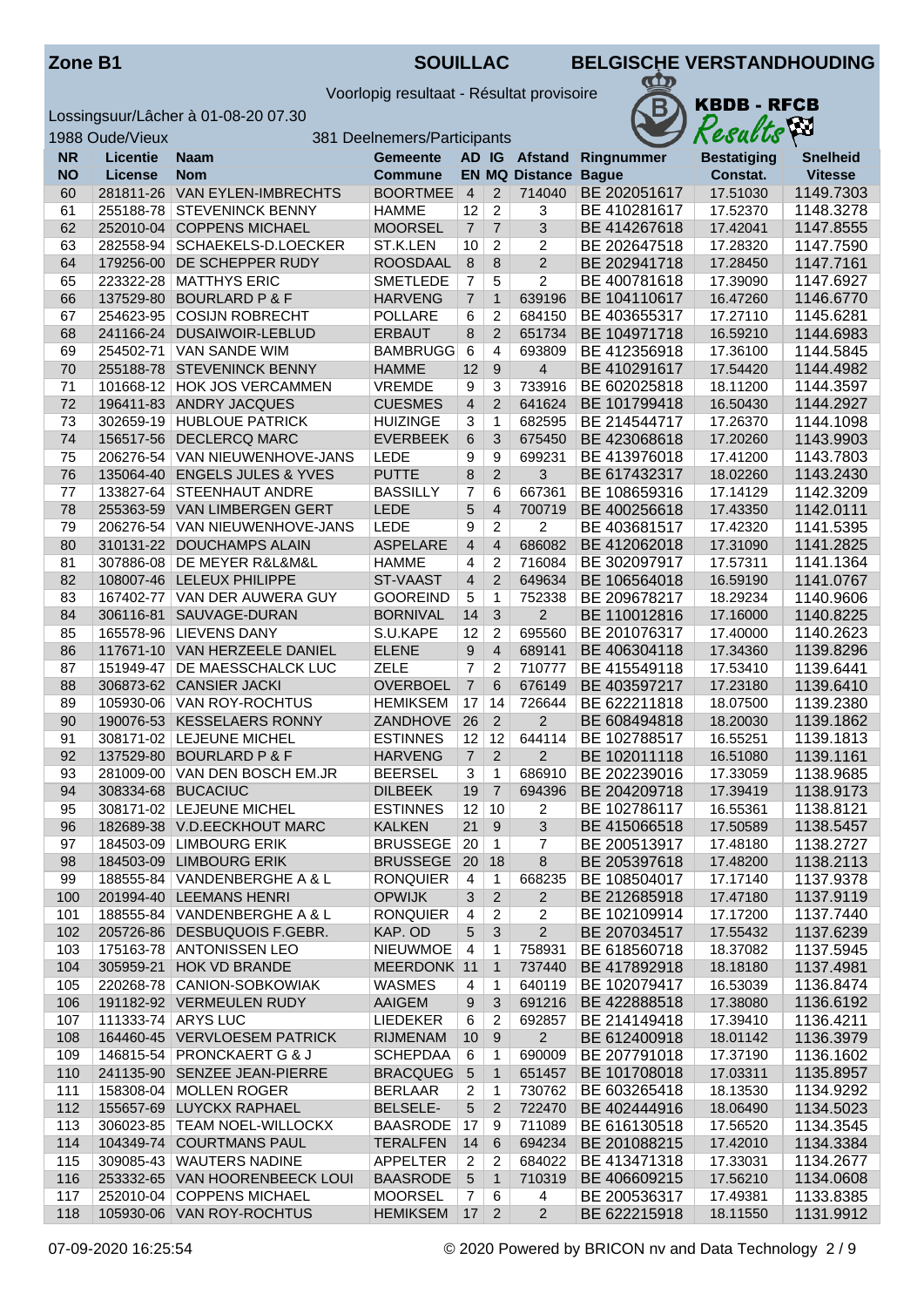Zone B1 | SOUILLAC | BELGISCHE VERSTANDHOUDING

KBDB - RFCB

Voorlopig resultaat - Résultat provisoire

Lossingsuur/Lâcher à 01-08-20 07.30

1988 Oude/Vieux | 381 Deelnemers/Participants

| NR<br>NO | Licentie<br>License | Naam<br>Nom | Gemeente<br>Commune | AD<br>EN | IG<br>MQ | Afstand<br>Distance | Ringnummer<br>Bague | Bestatiging<br>Constat. | Snelheid<br>Vitesse |
|---|---|---|---|---|---|---|---|---|---|
| 60 | 281811-26 | VAN EYLEN-IMBRECHTS | BOORTMEE | 4 | 2 | 714040 | BE 202051617 | 17.51030 | 1149.7303 |
| 61 | 255188-78 | STEVENINCK BENNY | HAMME | 12 | 2 | 3 | BE 410281617 | 17.52370 | 1148.3278 |
| 62 | 252010-04 | COPPENS MICHAEL | MOORSEL | 7 | 7 | 3 | BE 414267618 | 17.42041 | 1147.8555 |
| 63 | 282558-94 | SCHAEKELS-D.LOECKER | ST.K.LEN | 10 | 2 | 2 | BE 202647518 | 17.28320 | 1147.7590 |
| 64 | 179256-00 | DE SCHEPPER RUDY | ROOSDAAL | 8 | 8 | 2 | BE 202941718 | 17.28450 | 1147.7161 |
| 65 | 223322-28 | MATTHYS ERIC | SMETLEDE | 7 | 5 | 2 | BE 400781618 | 17.39090 | 1147.6927 |
| 66 | 137529-80 | BOURLARD P & F | HARVENG | 7 | 1 | 639196 | BE 104110617 | 16.47260 | 1146.6770 |
| 67 | 254623-95 | COSIJN ROBRECHT | POLLARE | 6 | 2 | 684150 | BE 403655317 | 17.27110 | 1145.6281 |
| 68 | 241166-24 | DUSAIWOIR-LEBLUD | ERBAUT | 8 | 2 | 651734 | BE 104971718 | 16.59210 | 1144.6983 |
| 69 | 254502-71 | VAN SANDE WIM | BAMBRUGG | 6 | 4 | 693809 | BE 412356918 | 17.36100 | 1144.5845 |
| 70 | 255188-78 | STEVENINCK BENNY | HAMME | 12 | 9 | 4 | BE 410291617 | 17.54420 | 1144.4982 |
| 71 | 101668-12 | HOK JOS VERCAMMEN | VREMDE | 9 | 3 | 733916 | BE 602025818 | 18.11200 | 1144.3597 |
| 72 | 196411-83 | ANDRY JACQUES | CUESMES | 4 | 2 | 641624 | BE 101799418 | 16.50430 | 1144.2927 |
| 73 | 302659-19 | HUBLOUE PATRICK | HUIZINGE | 3 | 1 | 682595 | BE 214544717 | 17.26370 | 1144.1098 |
| 74 | 156517-56 | DECLERCQ MARC | EVERBEEK | 6 | 3 | 675450 | BE 423068618 | 17.20260 | 1143.9903 |
| 75 | 206276-54 | VAN NIEUWENHOVE-JANS | LEDE | 9 | 9 | 699231 | BE 413976018 | 17.41200 | 1143.7803 |
| 76 | 135064-40 | ENGELS JULES & YVES | PUTTE | 8 | 2 | 3 | BE 617432317 | 18.02260 | 1143.2430 |
| 77 | 133827-64 | STEENHAUT ANDRE | BASSILLY | 7 | 6 | 667361 | BE 108659316 | 17.14129 | 1142.3209 |
| 78 | 255363-59 | VAN LIMBERGEN GERT | LEDE | 5 | 4 | 700719 | BE 400256618 | 17.43350 | 1142.0111 |
| 79 | 206276-54 | VAN NIEUWENHOVE-JANS | LEDE | 9 | 2 | 2 | BE 403681517 | 17.42320 | 1141.5395 |
| 80 | 310131-22 | DOUCHAMPS ALAIN | ASPELARE | 4 | 4 | 686082 | BE 412062018 | 17.31090 | 1141.2825 |
| 81 | 307886-08 | DE MEYER R&L&M&L | HAMME | 4 | 2 | 716084 | BE 302097917 | 17.57311 | 1141.1364 |
| 82 | 108007-46 | LELEUX PHILIPPE | ST-VAAST | 4 | 2 | 649634 | BE 106564018 | 16.59190 | 1141.0767 |
| 83 | 167402-77 | VAN DER AUWERA GUY | GOOREIND | 5 | 1 | 752338 | BE 209678217 | 18.29234 | 1140.9606 |
| 84 | 306116-81 | SAUVAGE-DURAN | BORNIVAL | 14 | 3 | 2 | BE 110012816 | 17.16000 | 1140.8225 |
| 85 | 165578-96 | LIEVENS DANY | S.U.KAPE | 12 | 2 | 695560 | BE 201076317 | 17.40000 | 1140.2623 |
| 86 | 117671-10 | VAN HERZEELE DANIEL | ELENE | 9 | 4 | 689141 | BE 406304118 | 17.34360 | 1139.8296 |
| 87 | 151949-47 | DE MAESSCHALCK LUC | ZELE | 7 | 2 | 710777 | BE 415549118 | 17.53410 | 1139.6441 |
| 88 | 306873-62 | CANSIER JACKI | OVERBOEL | 7 | 6 | 676149 | BE 403597217 | 17.23180 | 1139.6410 |
| 89 | 105930-06 | VAN ROY-ROCHTUS | HEMIKSEM | 17 | 14 | 726644 | BE 622211818 | 18.07500 | 1139.2380 |
| 90 | 190076-53 | KESSELAERS RONNY | ZANDHOVE | 26 | 2 | 2 | BE 608494818 | 18.20030 | 1139.1862 |
| 91 | 308171-02 | LEJEUNE MICHEL | ESTINNES | 12 | 12 | 644114 | BE 102788517 | 16.55251 | 1139.1813 |
| 92 | 137529-80 | BOURLARD P & F | HARVENG | 7 | 2 | 2 | BE 102011118 | 16.51080 | 1139.1161 |
| 93 | 281009-00 | VAN DEN BOSCH EM.JR | BEERSEL | 3 | 1 | 686910 | BE 202239016 | 17.33059 | 1138.9685 |
| 94 | 308334-68 | BUCACIUC | DILBEEK | 19 | 7 | 694396 | BE 204209718 | 17.39419 | 1138.9173 |
| 95 | 308171-02 | LEJEUNE MICHEL | ESTINNES | 12 | 10 | 2 | BE 102786117 | 16.55361 | 1138.8121 |
| 96 | 182689-38 | V.D.EECKHOUT MARC | KALKEN | 21 | 9 | 3 | BE 415066518 | 17.50589 | 1138.5457 |
| 97 | 184503-09 | LIMBOURG ERIK | BRUSSEGE | 20 | 1 | 7 | BE 200513917 | 17.48180 | 1138.2727 |
| 98 | 184503-09 | LIMBOURG ERIK | BRUSSEGE | 20 | 18 | 8 | BE 205397618 | 17.48200 | 1138.2113 |
| 99 | 188555-84 | VANDENBERGHE A & L | RONQUIER | 4 | 1 | 668235 | BE 108504017 | 17.17140 | 1137.9378 |
| 100 | 201994-40 | LEEMANS HENRI | OPWIJK | 3 | 2 | 2 | BE 212685918 | 17.47180 | 1137.9119 |
| 101 | 188555-84 | VANDENBERGHE A & L | RONQUIER | 4 | 2 | 2 | BE 102109914 | 17.17200 | 1137.7440 |
| 102 | 205726-86 | DESBUQUOIS F.GEBR. | KAP. OD | 5 | 3 | 2 | BE 207034517 | 17.55432 | 1137.6239 |
| 103 | 175163-78 | ANTONISSEN LEO | NIEUWMOE | 4 | 1 | 758931 | BE 618560718 | 18.37082 | 1137.5945 |
| 104 | 305959-21 | HOK VD BRANDE | MEERDONK | 11 | 1 | 737440 | BE 417892918 | 18.18180 | 1137.4981 |
| 105 | 220268-78 | CANION-SOBKOWIAK | WASMES | 4 | 1 | 640119 | BE 102079417 | 16.53039 | 1136.8474 |
| 106 | 191182-92 | VERMEULEN RUDY | AAIGEM | 9 | 3 | 691216 | BE 422888518 | 17.38080 | 1136.6192 |
| 107 | 111333-74 | ARYS LUC | LIEDEKER | 6 | 2 | 692857 | BE 214149418 | 17.39410 | 1136.4211 |
| 108 | 164460-45 | VERVLOESEM PATRICK | RIJMENAM | 10 | 9 | 2 | BE 612400918 | 18.01142 | 1136.3979 |
| 109 | 146815-54 | PRONCKAERT G & J | SCHEPDAA | 6 | 1 | 690009 | BE 207791018 | 17.37190 | 1136.1602 |
| 110 | 241135-90 | SENZEE JEAN-PIERRE | BRACQUEG | 5 | 1 | 651457 | BE 101708018 | 17.03311 | 1135.8957 |
| 111 | 158308-04 | MOLLEN ROGER | BERLAAR | 2 | 1 | 730762 | BE 603265418 | 18.13530 | 1134.9292 |
| 112 | 155657-69 | LUYCKX RAPHAEL | BELSELE- | 5 | 2 | 722470 | BE 402444916 | 18.06490 | 1134.5023 |
| 113 | 306023-85 | TEAM NOEL-WILLOCKX | BAASRODE | 17 | 9 | 711089 | BE 616130518 | 17.56520 | 1134.3545 |
| 114 | 104349-74 | COURTMANS PAUL | TERALFEN | 14 | 6 | 694234 | BE 201088215 | 17.42010 | 1134.3384 |
| 115 | 309085-43 | WAUTERS NADINE | APPELTER | 2 | 2 | 684022 | BE 413471318 | 17.33031 | 1134.2677 |
| 116 | 253332-65 | VAN HOORENBEECK LOUI | BAASRODE | 5 | 1 | 710319 | BE 406609215 | 17.56210 | 1134.0608 |
| 117 | 252010-04 | COPPENS MICHAEL | MOORSEL | 7 | 6 | 4 | BE 200536317 | 17.49381 | 1133.8385 |
| 118 | 105930-06 | VAN ROY-ROCHTUS | HEMIKSEM | 17 | 2 | 2 | BE 622215918 | 18.11550 | 1131.9912 |

07-09-2020 16:25:54 © 2020 Powered by BRICON nv and Data Technology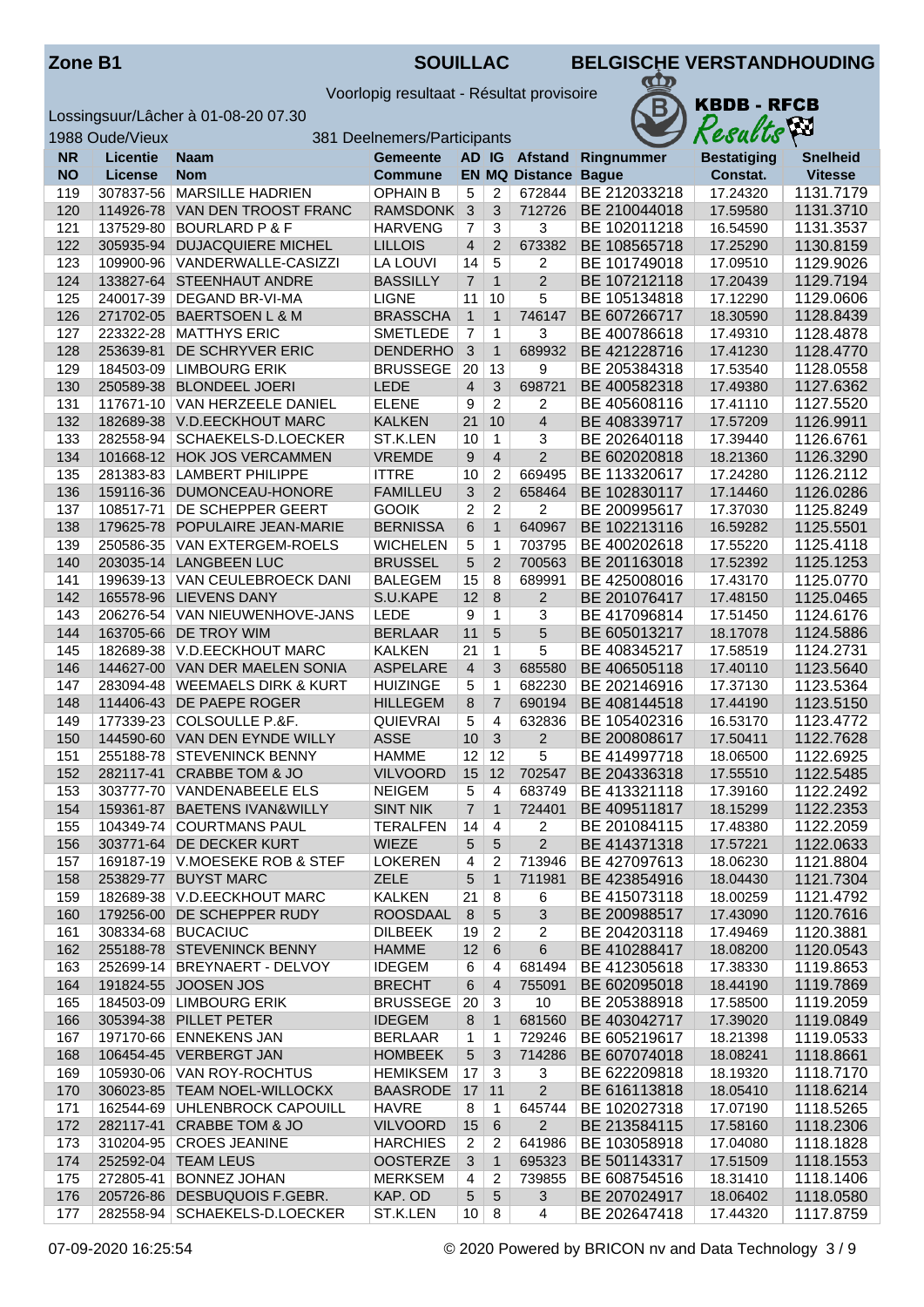**Zone B1** — **SOUILLAC** — **BELGISCHE VERSTANDHOUDING**

Voorlopig resultaat - Résultat provisoire

KBDB - RFCB Results

Lossingsuur/Lâcher à 01-08-20 07.30

1988 Oude/Vieux — 381 Deelnemers/Participants

| NR NO | Licentie License | Naam Nom | Gemeente Commune | AD EN | IG MQ | Afstand Distance | Ringnummer Bague | Bestatiging Constat. | Snelheid Vitesse |
|---|---|---|---|---|---|---|---|---|---|
| 119 | 307837-56 | MARSILLE HADRIEN | OPHAIN B | 5 | 2 | 672844 | BE 212033218 | 17.24320 | 1131.7179 |
| 120 | 114926-78 | VAN DEN TROOST FRANC | RAMSDONK | 3 | 3 | 712726 | BE 210044018 | 17.59580 | 1131.3710 |
| 121 | 137529-80 | BOURLARD P & F | HARVENG | 7 | 3 | 3 | BE 102011218 | 16.54590 | 1131.3537 |
| 122 | 305935-94 | DUJACQUIERE MICHEL | LILLOIS | 4 | 2 | 673382 | BE 108565718 | 17.25290 | 1130.8159 |
| 123 | 109900-96 | VANDERWALLE-CASIZZI | LA LOUVI | 14 | 5 | 2 | BE 101749018 | 17.09510 | 1129.9026 |
| 124 | 133827-64 | STEENHAUT ANDRE | BASSILLY | 7 | 1 | 2 | BE 107212118 | 17.20439 | 1129.7194 |
| 125 | 240017-39 | DEGAND BR-VI-MA | LIGNE | 11 | 10 | 5 | BE 105134818 | 17.12290 | 1129.0606 |
| 126 | 271702-05 | BAERTSOEN L & M | BRASSCHA | 1 | 1 | 746147 | BE 607266717 | 18.30590 | 1128.8439 |
| 127 | 223322-28 | MATTHYS ERIC | SMETLEDE | 7 | 1 | 3 | BE 400786618 | 17.49310 | 1128.4878 |
| 128 | 253639-81 | DE SCHRYVER ERIC | DENDERHO | 3 | 1 | 689932 | BE 421228716 | 17.41230 | 1128.4770 |
| 129 | 184503-09 | LIMBOURG ERIK | BRUSSEGE | 20 | 13 | 9 | BE 205384318 | 17.53540 | 1128.0558 |
| 130 | 250589-38 | BLONDEEL JOERI | LEDE | 4 | 3 | 698721 | BE 400582318 | 17.49380 | 1127.6362 |
| 131 | 117671-10 | VAN HERZEELE DANIEL | ELENE | 9 | 2 | 2 | BE 405608116 | 17.41110 | 1127.5520 |
| 132 | 182689-38 | V.D.EECKHOUT MARC | KALKEN | 21 | 10 | 4 | BE 408339717 | 17.57209 | 1126.9911 |
| 133 | 282558-94 | SCHAEKELS-D.LOECKER | ST.K.LEN | 10 | 1 | 3 | BE 202640118 | 17.39440 | 1126.6761 |
| 134 | 101668-12 | HOK JOS VERCAMMEN | VREMDE | 9 | 4 | 2 | BE 602020818 | 18.21360 | 1126.3290 |
| 135 | 281383-83 | LAMBERT PHILIPPE | ITTRE | 10 | 2 | 669495 | BE 113320617 | 17.24280 | 1126.2112 |
| 136 | 159116-36 | DUMONCEAU-HONORE | FAMILLEU | 3 | 2 | 658464 | BE 102830117 | 17.14460 | 1126.0286 |
| 137 | 108517-71 | DE SCHEPPER GEERT | GOOIK | 2 | 2 | 2 | BE 200995617 | 17.37030 | 1125.8249 |
| 138 | 179625-78 | POPULAIRE JEAN-MARIE | BERNISSA | 6 | 1 | 640967 | BE 102213116 | 16.59282 | 1125.5501 |
| 139 | 250586-35 | VAN EXTERGEM-ROELS | WICHELEN | 5 | 1 | 703795 | BE 400202618 | 17.55220 | 1125.4118 |
| 140 | 203035-14 | LANGBEEN LUC | BRUSSEL | 5 | 2 | 700563 | BE 201163018 | 17.52392 | 1125.1253 |
| 141 | 199639-13 | VAN CEULEBROECK DANI | BALEGEM | 15 | 8 | 689991 | BE 425008016 | 17.43170 | 1125.0770 |
| 142 | 165578-96 | LIEVENS DANY | S.U.KAPE | 12 | 8 | 2 | BE 201076417 | 17.48150 | 1125.0465 |
| 143 | 206276-54 | VAN NIEUWENHOVE-JANS | LEDE | 9 | 1 | 3 | BE 417096814 | 17.51540 | 1124.6176 |
| 144 | 163705-66 | DE TROY WIM | BERLAAR | 11 | 5 | 5 | BE 605013217 | 18.17078 | 1124.5886 |
| 145 | 182689-38 | V.D.EECKHOUT MARC | KALKEN | 21 | 1 | 5 | BE 408345217 | 17.58519 | 1124.2731 |
| 146 | 144627-00 | VAN DER MAELEN SONIA | ASPELARE | 4 | 3 | 685580 | BE 406505118 | 17.40110 | 1123.5640 |
| 147 | 283094-48 | WEEMAELS DIRK & KURT | HUIZINGE | 5 | 1 | 682230 | BE 202146916 | 17.37130 | 1123.5364 |
| 148 | 114406-43 | DE PAEPE ROGER | HILLEGEM | 8 | 7 | 690194 | BE 408144518 | 17.44190 | 1123.5150 |
| 149 | 177339-23 | COLSOULLE P.&F. | QUIEVRAI | 5 | 4 | 632836 | BE 105402316 | 16.53170 | 1123.4772 |
| 150 | 144590-60 | VAN DEN EYNDE WILLY | ASSE | 10 | 3 | 2 | BE 200808617 | 17.50411 | 1122.7628 |
| 151 | 255188-78 | STEVENINCK BENNY | HAMME | 12 | 12 | 5 | BE 414997718 | 18.06500 | 1122.6925 |
| 152 | 282117-41 | CRABBE TOM & JO | VILVOORD | 15 | 12 | 702547 | BE 204336318 | 17.55510 | 1122.5485 |
| 153 | 303777-70 | VANDENABEELE ELS | NEIGEM | 5 | 4 | 683749 | BE 413321118 | 17.39160 | 1122.2492 |
| 154 | 159361-87 | BAETENS IVAN&WILLY | SINT NIK | 7 | 1 | 724401 | BE 409511817 | 18.15299 | 1122.2353 |
| 155 | 104349-74 | COURTMANS PAUL | TERALFEN | 14 | 4 | 2 | BE 201084115 | 17.48380 | 1122.2059 |
| 156 | 303771-64 | DE DECKER KURT | WIEZE | 5 | 5 | 2 | BE 414371318 | 17.57221 | 1122.0633 |
| 157 | 169187-19 | V.MOESEKE ROB & STEF | LOKEREN | 4 | 2 | 713946 | BE 427097613 | 18.06230 | 1121.8804 |
| 158 | 253829-77 | BUYST MARC | ZELE | 5 | 1 | 711981 | BE 423854916 | 18.04430 | 1121.7304 |
| 159 | 182689-38 | V.D.EECKHOUT MARC | KALKEN | 21 | 8 | 6 | BE 415073118 | 18.00259 | 1121.4792 |
| 160 | 179256-00 | DE SCHEPPER RUDY | ROOSDAAL | 8 | 5 | 3 | BE 200988517 | 17.43090 | 1120.7616 |
| 161 | 308334-68 | BUCACIUC | DILBEEK | 19 | 2 | 2 | BE 204203118 | 17.49469 | 1120.3881 |
| 162 | 255188-78 | STEVENINCK BENNY | HAMME | 12 | 6 | 6 | BE 410288417 | 18.08200 | 1120.0543 |
| 163 | 252699-14 | BREYNAERT - DELVOY | IDEGEM | 6 | 4 | 681494 | BE 412305618 | 17.38330 | 1119.8653 |
| 164 | 191824-55 | JOOSEN JOS | BRECHT | 6 | 4 | 755091 | BE 602095018 | 18.44190 | 1119.7869 |
| 165 | 184503-09 | LIMBOURG ERIK | BRUSSEGE | 20 | 3 | 10 | BE 205388918 | 17.58500 | 1119.2059 |
| 166 | 305394-38 | PILLET PETER | IDEGEM | 8 | 1 | 681560 | BE 403042717 | 17.39020 | 1119.0849 |
| 167 | 197170-66 | ENNEKENS JAN | BERLAAR | 1 | 1 | 729246 | BE 605219617 | 18.21398 | 1119.0533 |
| 168 | 106454-45 | VERBERGT JAN | HOMBEEK | 5 | 3 | 714286 | BE 607074018 | 18.08241 | 1118.8661 |
| 169 | 105930-06 | VAN ROY-ROCHTUS | HEMIKSEM | 17 | 3 | 3 | BE 622209818 | 18.19320 | 1118.7170 |
| 170 | 306023-85 | TEAM NOEL-WILLOCKX | BAASRODE | 17 | 11 | 2 | BE 616113818 | 18.05410 | 1118.6214 |
| 171 | 162544-69 | UHLENBROCK CAPOUILL | HAVRE | 8 | 1 | 645744 | BE 102027318 | 17.07190 | 1118.5265 |
| 172 | 282117-41 | CRABBE TOM & JO | VILVOORD | 15 | 6 | 2 | BE 213584115 | 17.58160 | 1118.2306 |
| 173 | 310204-95 | CROES JEANINE | HARCHIES | 2 | 2 | 641986 | BE 103058918 | 17.04080 | 1118.1828 |
| 174 | 252592-04 | TEAM LEUS | OOSTERZE | 3 | 1 | 695323 | BE 501143317 | 17.51509 | 1118.1553 |
| 175 | 272805-41 | BONNEZ JOHAN | MERKSEM | 4 | 2 | 739855 | BE 608754516 | 18.31410 | 1118.1406 |
| 176 | 205726-86 | DESBUQUOIS F.GEBR. | KAP. OD | 5 | 5 | 3 | BE 207024917 | 18.06402 | 1118.0580 |
| 177 | 282558-94 | SCHAEKELS-D.LOECKER | ST.K.LEN | 10 | 8 | 4 | BE 202647418 | 17.44320 | 1117.8759 |

07-09-2020 16:25:54 — © 2020 Powered by BRICON nv and Data Technology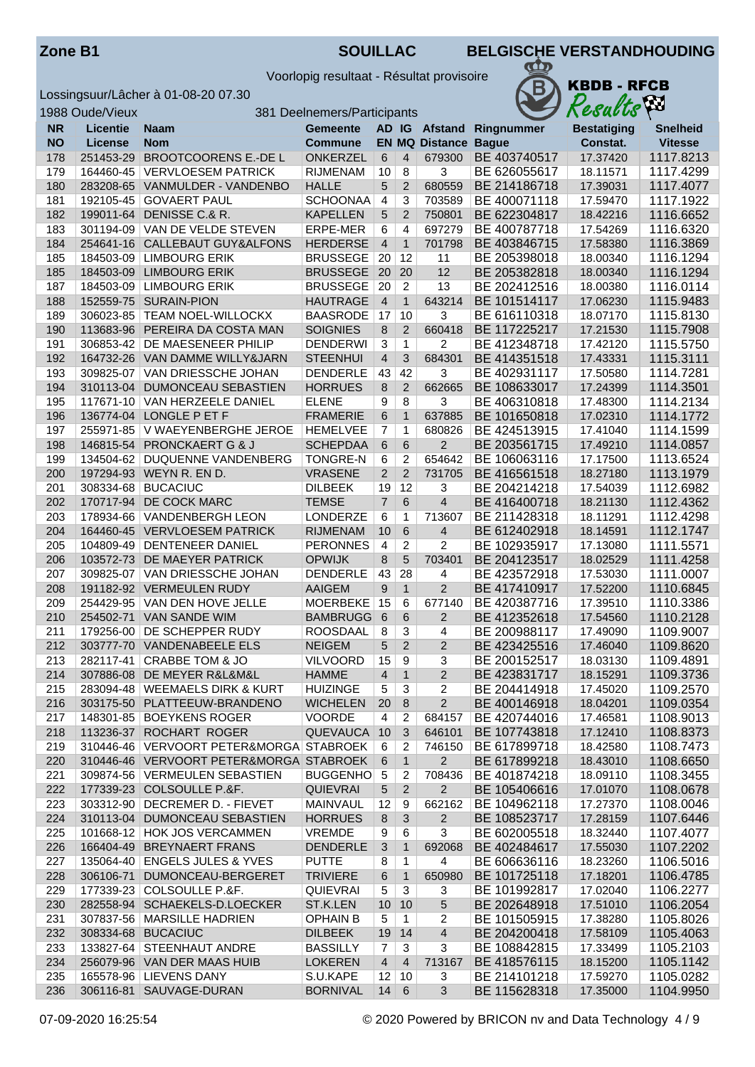# Zone B1 — SOUILLAC — BELGISCHE VERSTANDHOUDING

Voorlopig resultaat - Résultat provisoire

KBDB - RFCB Results

Lossingsuur/Lâcher à 01-08-20 07.30

1988 Oude/Vieux — 381 Deelnemers/Participants

| NR<br>NO | Licentie<br>License | Naam<br>Nom | Gemeente<br>Commune | AD<br>EN | IG<br>MQ | Afstand<br>Distance | Ringnummer<br>Bague | Bestatiging<br>Constat. | Snelheid<br>Vitesse |
|---|---|---|---|---|---|---|---|---|---|
| 178 | 251453-29 | BROOTCOORENS E.-DE L | ONKERZEL | 6 | 4 | 679300 | BE 403740517 | 17.37420 | 1117.8213 |
| 179 | 164460-45 | VERVLOESEM PATRICK | RIJMENAM | 10 | 8 | 3 | BE 626055617 | 18.11571 | 1117.4299 |
| 180 | 283208-65 | VANMULDER - VANDENBO | HALLE | 5 | 2 | 680559 | BE 214186718 | 17.39031 | 1117.4077 |
| 181 | 192105-45 | GOVAERT PAUL | SCHOONAA | 4 | 3 | 703589 | BE 400071118 | 17.59470 | 1117.1922 |
| 182 | 199011-64 | DENISSE C.& R. | KAPELLEN | 5 | 2 | 750801 | BE 622304817 | 18.42216 | 1116.6652 |
| 183 | 301194-09 | VAN DE VELDE STEVEN | ERPE-MER | 6 | 4 | 697279 | BE 400787718 | 17.54269 | 1116.6320 |
| 184 | 254641-16 | CALLEBAUT GUY&ALFONS | HERDERSE | 4 | 1 | 701798 | BE 403846715 | 17.58380 | 1116.3869 |
| 185 | 184503-09 | LIMBOURG ERIK | BRUSSEGE | 20 | 12 | 11 | BE 205398018 | 18.00340 | 1116.1294 |
| 185 | 184503-09 | LIMBOURG ERIK | BRUSSEGE | 20 | 20 | 12 | BE 205382818 | 18.00340 | 1116.1294 |
| 187 | 184503-09 | LIMBOURG ERIK | BRUSSEGE | 20 | 2 | 13 | BE 202412516 | 18.00380 | 1116.0114 |
| 188 | 152559-75 | SURAIN-PION | HAUTRAGE | 4 | 1 | 643214 | BE 101514117 | 17.06230 | 1115.9483 |
| 189 | 306023-85 | TEAM NOEL-WILLOCKX | BAASRODE | 17 | 10 | 3 | BE 616110318 | 18.07170 | 1115.8130 |
| 190 | 113683-96 | PEREIRA DA COSTA MAN | SOIGNIES | 8 | 2 | 660418 | BE 117225217 | 17.21530 | 1115.7908 |
| 191 | 306853-42 | DE MAESENEER PHILIP | DENDERWI | 3 | 1 | 2 | BE 412348718 | 17.42120 | 1115.5750 |
| 192 | 164732-26 | VAN DAMME WILLY&JARN | STEENHUI | 4 | 3 | 684301 | BE 414351518 | 17.43331 | 1115.3111 |
| 193 | 309825-07 | VAN DRIESSCHE JOHAN | DENDERLE | 43 | 42 | 3 | BE 402931117 | 17.50580 | 1114.7281 |
| 194 | 310113-04 | DUMONCEAU SEBASTIEN | HORRUES | 8 | 2 | 662665 | BE 108633017 | 17.24399 | 1114.3501 |
| 195 | 117671-10 | VAN HERZEELE DANIEL | ELENE | 9 | 8 | 3 | BE 406310818 | 17.48300 | 1114.2134 |
| 196 | 136774-04 | LONGLE P ET F | FRAMERIE | 6 | 1 | 637885 | BE 101650818 | 17.02310 | 1114.1772 |
| 197 | 255971-85 | V WAEYENBERGHE JEROE | HEMELVEE | 7 | 1 | 680826 | BE 424513915 | 17.41040 | 1114.1599 |
| 198 | 146815-54 | PRONCKAERT G & J | SCHEPDAA | 6 | 6 | 2 | BE 203561715 | 17.49210 | 1114.0857 |
| 199 | 134504-62 | DUQUENNE VANDENBERG | TONGRE-N | 6 | 2 | 654642 | BE 106063116 | 17.17500 | 1113.6524 |
| 200 | 197294-93 | WEYN R. EN D. | VRASENE | 2 | 2 | 731705 | BE 416561518 | 18.27180 | 1113.1979 |
| 201 | 308334-68 | BUCACIUC | DILBEEK | 19 | 12 | 3 | BE 204214218 | 17.54039 | 1112.6982 |
| 202 | 170717-94 | DE COCK MARC | TEMSE | 7 | 6 | 4 | BE 416400718 | 18.21130 | 1112.4362 |
| 203 | 178934-66 | VANDENBERGH LEON | LONDERZE | 6 | 1 | 713607 | BE 211428318 | 18.11291 | 1112.4298 |
| 204 | 164460-45 | VERVLOESEM PATRICK | RIJMENAM | 10 | 6 | 4 | BE 612402918 | 18.14591 | 1112.1747 |
| 205 | 104809-49 | DENTENEER DANIEL | PERONNES | 4 | 2 | 2 | BE 102935917 | 17.13080 | 1111.5571 |
| 206 | 103572-73 | DE MAEYER PATRICK | OPWIJK | 8 | 5 | 703401 | BE 204123517 | 18.02529 | 1111.4258 |
| 207 | 309825-07 | VAN DRIESSCHE JOHAN | DENDERLE | 43 | 28 | 4 | BE 423572918 | 17.53030 | 1111.0007 |
| 208 | 191182-92 | VERMEULEN RUDY | AAIGEM | 9 | 1 | 2 | BE 417410917 | 17.52200 | 1110.6845 |
| 209 | 254429-95 | VAN DEN HOVE JELLE | MOERBEKE | 15 | 6 | 677140 | BE 420387716 | 17.39510 | 1110.3386 |
| 210 | 254502-71 | VAN SANDE WIM | BAMBRUGG | 6 | 6 | 2 | BE 412352618 | 17.54560 | 1110.2128 |
| 211 | 179256-00 | DE SCHEPPER RUDY | ROOSDAAL | 8 | 3 | 4 | BE 200988117 | 17.49090 | 1109.9007 |
| 212 | 303777-70 | VANDENABEELE ELS | NEIGEM | 5 | 2 | 2 | BE 423425516 | 17.46040 | 1109.8620 |
| 213 | 282117-41 | CRABBE TOM & JO | VILVOORD | 15 | 9 | 3 | BE 200152517 | 18.03130 | 1109.4891 |
| 214 | 307886-08 | DE MEYER R&L&M&L | HAMME | 4 | 1 | 2 | BE 423831717 | 18.15291 | 1109.3736 |
| 215 | 283094-48 | WEEMAELS DIRK & KURT | HUIZINGE | 5 | 3 | 2 | BE 204414918 | 17.45020 | 1109.2570 |
| 216 | 303175-50 | PLATTEEUW-BRANDENO | WICHELEN | 20 | 8 | 2 | BE 400146918 | 18.04201 | 1109.0354 |
| 217 | 148301-85 | BOEYKENS ROGER | VOORDE | 4 | 2 | 684157 | BE 420744016 | 17.46581 | 1108.9013 |
| 218 | 113236-37 | ROCHART ROGER | QUEVAUCA | 10 | 3 | 646101 | BE 107743818 | 17.12410 | 1108.8373 |
| 219 | 310446-46 | VERVOORT PETER&MORGA | STABROEK | 6 | 2 | 746150 | BE 617899718 | 18.42580 | 1108.7473 |
| 220 | 310446-46 | VERVOORT PETER&MORGA | STABROEK | 6 | 1 | 2 | BE 617899218 | 18.43010 | 1108.6650 |
| 221 | 309874-56 | VERMEULEN SEBASTIEN | BUGGENHO | 5 | 2 | 708436 | BE 401874218 | 18.09110 | 1108.3455 |
| 222 | 177339-23 | COLSOULLE P.&F. | QUIEVRAI | 5 | 2 | 2 | BE 105406616 | 17.01070 | 1108.0678 |
| 223 | 303312-90 | DECREMER D. - FIEVET | MAINVAUL | 12 | 9 | 662162 | BE 104962118 | 17.27370 | 1108.0046 |
| 224 | 310113-04 | DUMONCEAU SEBASTIEN | HORRUES | 8 | 3 | 2 | BE 108523717 | 17.28159 | 1107.6446 |
| 225 | 101668-12 | HOK JOS VERCAMMEN | VREMDE | 9 | 6 | 3 | BE 602005518 | 18.32440 | 1107.4077 |
| 226 | 166404-49 | BREYNAERT FRANS | DENDERLE | 3 | 1 | 692068 | BE 402484617 | 17.55030 | 1107.2202 |
| 227 | 135064-40 | ENGELS JULES & YVES | PUTTE | 8 | 1 | 4 | BE 606636116 | 18.23260 | 1106.5016 |
| 228 | 306106-71 | DUMONCEAU-BERGERET | TRIVIERE | 6 | 1 | 650980 | BE 101725118 | 17.18201 | 1106.4785 |
| 229 | 177339-23 | COLSOULLE P.&F. | QUIEVRAI | 5 | 3 | 3 | BE 101992817 | 17.02040 | 1106.2277 |
| 230 | 282558-94 | SCHAEKELS-D.LOECKER | ST.K.LEN | 10 | 10 | 5 | BE 202648918 | 17.51010 | 1106.2054 |
| 231 | 307837-56 | MARSILLE HADRIEN | OPHAIN B | 5 | 1 | 2 | BE 101505915 | 17.38280 | 1105.8026 |
| 232 | 308334-68 | BUCACIUC | DILBEEK | 19 | 14 | 4 | BE 204200418 | 17.58109 | 1105.4063 |
| 233 | 133827-64 | STEENHAUT ANDRE | BASSILLY | 7 | 3 | 3 | BE 108842815 | 17.33499 | 1105.2103 |
| 234 | 256079-96 | VAN DER MAAS HUIB | LOKEREN | 4 | 4 | 713167 | BE 418576115 | 18.15200 | 1105.1142 |
| 235 | 165578-96 | LIEVENS DANY | S.U.KAPE | 12 | 10 | 3 | BE 214101218 | 17.59270 | 1105.0282 |
| 236 | 306116-81 | SAUVAGE-DURAN | BORNIVAL | 14 | 6 | 3 | BE 115628318 | 17.35000 | 1104.9950 |

07-09-2020 16:25:54 — © 2020 Powered by BRICON nv and Data Technology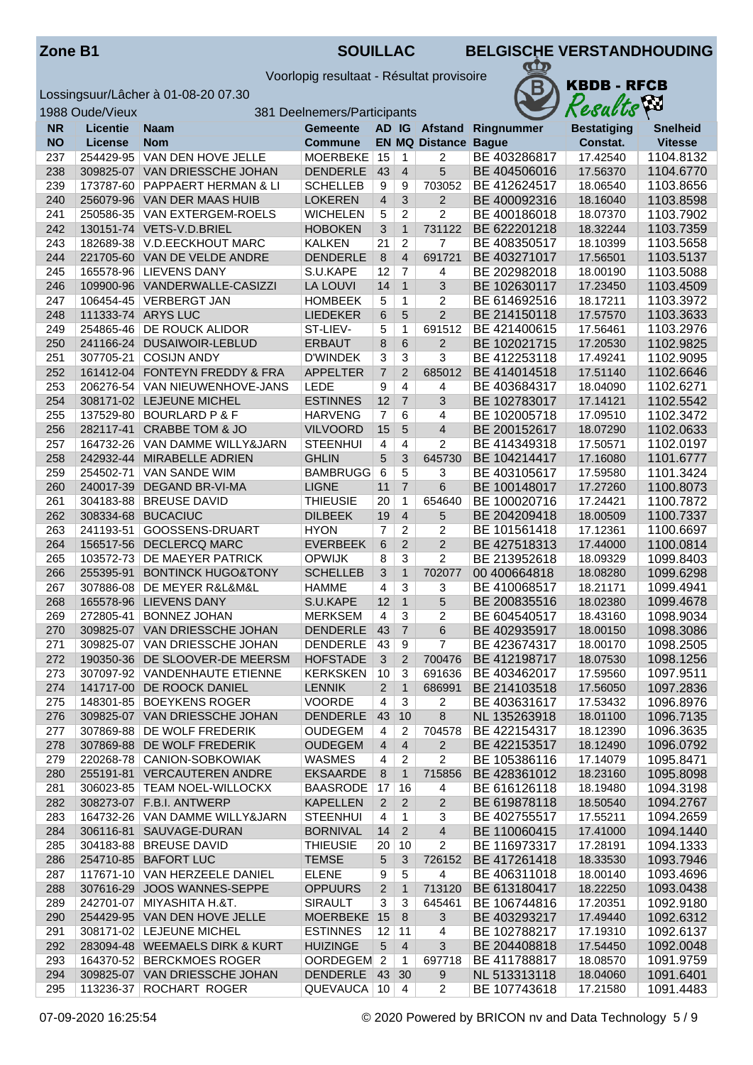**Zone B1** | **SOUILLAC** | **BELGISCHE VERSTANDHOUDING**

Voorlopig resultaat - Résultat provisoire

Lossingsuur/Lâcher à 01-08-20 07.30

1988 Oude/Vieux | 381 Deelnemers/Participants

KBDB - RFCB

| NR<br>NO | Licentie<br>License | Naam<br>Nom | Gemeente<br>Commune | AD<br>EN | IG<br>MQ | Afstand<br>Distance | Ringnummer<br>Bague | Bestatiging<br>Constat. | Snelheid<br>Vitesse |
|---|---|---|---|---|---|---|---|---|---|
| 237 | 254429-95 | VAN DEN HOVE JELLE | MOERBEKE | 15 | 1 | 2 | BE 403286817 | 17.42540 | 1104.8132 |
| 238 | 309825-07 | VAN DRIESSCHE JOHAN | DENDERLE | 43 | 4 | 5 | BE 404506016 | 17.56370 | 1104.6770 |
| 239 | 173787-60 | PAPPAERT HERMAN & LI | SCHELLEB | 9 | 9 | 703052 | BE 412624517 | 18.06540 | 1103.8656 |
| 240 | 256079-96 | VAN DER MAAS HUIB | LOKEREN | 4 | 3 | 2 | BE 400092316 | 18.16040 | 1103.8598 |
| 241 | 250586-35 | VAN EXTERGEM-ROELS | WICHELEN | 5 | 2 | 2 | BE 400186018 | 18.07370 | 1103.7902 |
| 242 | 130151-74 | VETS-V.D.BRIEL | HOBOKEN | 3 | 1 | 731122 | BE 622201218 | 18.32244 | 1103.7359 |
| 243 | 182689-38 | V.D.EECKHOUT MARC | KALKEN | 21 | 2 | 7 | BE 408350517 | 18.10399 | 1103.5658 |
| 244 | 221705-60 | VAN DE VELDE ANDRE | DENDERLE | 8 | 4 | 691721 | BE 403271017 | 17.56501 | 1103.5137 |
| 245 | 165578-96 | LIEVENS DANY | S.U.KAPE | 12 | 7 | 4 | BE 202982018 | 18.00190 | 1103.5088 |
| 246 | 109900-96 | VANDERWALLE-CASIZZI | LA LOUVI | 14 | 1 | 3 | BE 102630117 | 17.23450 | 1103.4509 |
| 247 | 106454-45 | VERBERGT JAN | HOMBEEK | 5 | 1 | 2 | BE 614692516 | 18.17211 | 1103.3972 |
| 248 | 111333-74 | ARYS LUC | LIEDEKER | 6 | 5 | 2 | BE 214150118 | 17.57570 | 1103.3633 |
| 249 | 254865-46 | DE ROUCK ALIDOR | ST-LIEV- | 5 | 1 | 691512 | BE 421400615 | 17.56461 | 1103.2976 |
| 250 | 241166-24 | DUSAIWOIR-LEBLUD | ERBAUT | 8 | 6 | 2 | BE 102021715 | 17.20530 | 1102.9825 |
| 251 | 307705-21 | COSIJN ANDY | D'WINDEK | 3 | 3 | 3 | BE 412253118 | 17.49241 | 1102.9095 |
| 252 | 161412-04 | FONTEYN FREDDY & FRA | APPELTER | 7 | 2 | 685012 | BE 414014518 | 17.51140 | 1102.6646 |
| 253 | 206276-54 | VAN NIEUWENHOVE-JANS | LEDE | 9 | 4 | 4 | BE 403684317 | 18.04090 | 1102.6271 |
| 254 | 308171-02 | LEJEUNE MICHEL | ESTINNES | 12 | 7 | 3 | BE 102783017 | 17.14121 | 1102.5542 |
| 255 | 137529-80 | BOURLARD P & F | HARVENG | 7 | 6 | 4 | BE 102005718 | 17.09510 | 1102.3472 |
| 256 | 282117-41 | CRABBE TOM & JO | VILVOORD | 15 | 5 | 4 | BE 200152617 | 18.07290 | 1102.0633 |
| 257 | 164732-26 | VAN DAMME WILLY&JARN | STEENHUI | 4 | 4 | 2 | BE 414349318 | 17.50571 | 1102.0197 |
| 258 | 242932-44 | MIRABELLE ADRIEN | GHLIN | 5 | 3 | 645730 | BE 104214417 | 17.16080 | 1101.6777 |
| 259 | 254502-71 | VAN SANDE WIM | BAMBRUGG | 6 | 5 | 3 | BE 403105617 | 17.59580 | 1101.3424 |
| 260 | 240017-39 | DEGAND BR-VI-MA | LIGNE | 11 | 7 | 6 | BE 100148017 | 17.27260 | 1100.8073 |
| 261 | 304183-88 | BREUSE DAVID | THIEUSIE | 20 | 1 | 654640 | BE 100020716 | 17.24421 | 1100.7872 |
| 262 | 308334-68 | BUCACIUC | DILBEEK | 19 | 4 | 5 | BE 204209418 | 18.00509 | 1100.7337 |
| 263 | 241193-51 | GOOSSENS-DRUART | HYON | 7 | 2 | 2 | BE 101561418 | 17.12361 | 1100.6697 |
| 264 | 156517-56 | DECLERCQ MARC | EVERBEEK | 6 | 2 | 2 | BE 427518313 | 17.44000 | 1100.0814 |
| 265 | 103572-73 | DE MAEYER PATRICK | OPWIJK | 8 | 3 | 2 | BE 213952618 | 18.09329 | 1099.8403 |
| 266 | 255395-91 | BONTINCK HUGO&TONY | SCHELLEB | 3 | 1 | 702077 | 00 400664818 | 18.08280 | 1099.6298 |
| 267 | 307886-08 | DE MEYER R&L&M&L | HAMME | 4 | 3 | 3 | BE 410068517 | 18.21171 | 1099.4941 |
| 268 | 165578-96 | LIEVENS DANY | S.U.KAPE | 12 | 1 | 5 | BE 200835516 | 18.02380 | 1099.4678 |
| 269 | 272805-41 | BONNEZ JOHAN | MERKSEM | 4 | 3 | 2 | BE 604540517 | 18.43160 | 1098.9034 |
| 270 | 309825-07 | VAN DRIESSCHE JOHAN | DENDERLE | 43 | 7 | 6 | BE 402935917 | 18.00150 | 1098.3086 |
| 271 | 309825-07 | VAN DRIESSCHE JOHAN | DENDERLE | 43 | 9 | 7 | BE 423674317 | 18.00170 | 1098.2505 |
| 272 | 190350-36 | DE SLOOVER-DE MEERSM | HOFSTADE | 3 | 2 | 700476 | BE 412198717 | 18.07530 | 1098.1256 |
| 273 | 307097-92 | VANDENHAUTE ETIENNE | KERKSKEN | 10 | 3 | 691636 | BE 403462017 | 17.59560 | 1097.9511 |
| 274 | 141717-00 | DE ROOCK DANIEL | LENNIK | 2 | 1 | 686991 | BE 214103518 | 17.56050 | 1097.2836 |
| 275 | 148301-85 | BOEYKENS ROGER | VOORDE | 4 | 3 | 2 | BE 403631617 | 17.53432 | 1096.8976 |
| 276 | 309825-07 | VAN DRIESSCHE JOHAN | DENDERLE | 43 | 10 | 8 | NL 135263918 | 18.01100 | 1096.7135 |
| 277 | 307869-88 | DE WOLF FREDERIK | OUDEGEM | 4 | 2 | 704578 | BE 422154317 | 18.12390 | 1096.3635 |
| 278 | 307869-88 | DE WOLF FREDERIK | OUDEGEM | 4 | 4 | 2 | BE 422153517 | 18.12490 | 1096.0792 |
| 279 | 220268-78 | CANION-SOBKOWIAK | WASMES | 4 | 2 | 2 | BE 105386116 | 17.14079 | 1095.8471 |
| 280 | 255191-81 | VERCAUTEREN ANDRE | EKSAARDE | 8 | 1 | 715856 | BE 428361012 | 18.23160 | 1095.8098 |
| 281 | 306023-85 | TEAM NOEL-WILLOCKX | BAASRODE | 17 | 16 | 4 | BE 616126118 | 18.19480 | 1094.3198 |
| 282 | 308273-07 | F.B.I. ANTWERP | KAPELLEN | 2 | 2 | 2 | BE 619878118 | 18.50540 | 1094.2767 |
| 283 | 164732-26 | VAN DAMME WILLY&JARN | STEENHUI | 4 | 1 | 3 | BE 402755517 | 17.55211 | 1094.2659 |
| 284 | 306116-81 | SAUVAGE-DURAN | BORNIVAL | 14 | 2 | 4 | BE 110060415 | 17.41000 | 1094.1440 |
| 285 | 304183-88 | BREUSE DAVID | THIEUSIE | 20 | 10 | 2 | BE 116973317 | 17.28191 | 1094.1333 |
| 286 | 254710-85 | BAFORT LUC | TEMSE | 5 | 3 | 726152 | BE 417261418 | 18.33530 | 1093.7946 |
| 287 | 117671-10 | VAN HERZEELE DANIEL | ELENE | 9 | 5 | 4 | BE 406311018 | 18.00140 | 1093.4696 |
| 288 | 307616-29 | JOOS WANNES-SEPPE | OPPUURS | 2 | 1 | 713120 | BE 613180417 | 18.22250 | 1093.0438 |
| 289 | 242701-07 | MIYASHITA H.&T. | SIRAULT | 3 | 3 | 645461 | BE 106744816 | 17.20351 | 1092.9180 |
| 290 | 254429-95 | VAN DEN HOVE JELLE | MOERBEKE | 15 | 8 | 3 | BE 403293217 | 17.49440 | 1092.6312 |
| 291 | 308171-02 | LEJEUNE MICHEL | ESTINNES | 12 | 11 | 4 | BE 102788217 | 17.19310 | 1092.6137 |
| 292 | 283094-48 | WEEMAELS DIRK & KURT | HUIZINGE | 5 | 4 | 3 | BE 204408818 | 17.54450 | 1092.0048 |
| 293 | 164370-52 | BERCKMOES ROGER | OORDEGEM | 2 | 1 | 697718 | BE 411788817 | 18.08570 | 1091.9759 |
| 294 | 309825-07 | VAN DRIESSCHE JOHAN | DENDERLE | 43 | 30 | 9 | NL 513313118 | 18.04060 | 1091.6401 |
| 295 | 113236-37 | ROCHART ROGER | QUEVAUCA | 10 | 4 | 2 | BE 107743618 | 17.21580 | 1091.4483 |

07-09-2020 16:25:54 © 2020 Powered by BRICON nv and Data Technology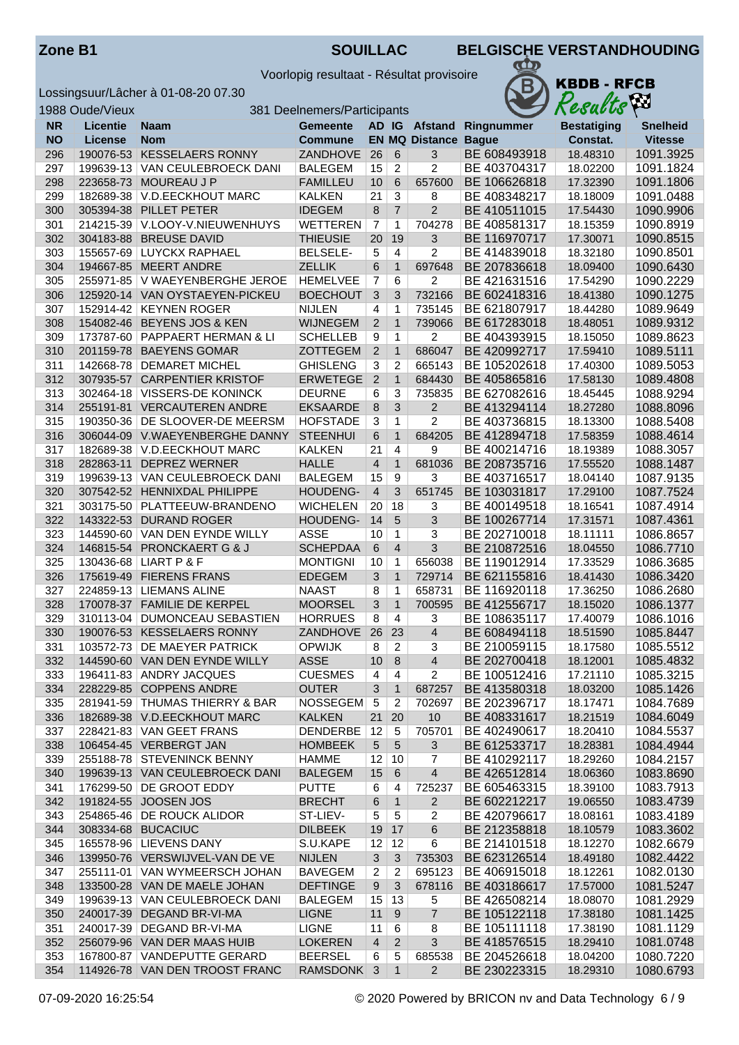**Zone B1** **SOUILLAC** **BELGISCHE VERSTANDHOUDING**

Voorlopig resultaat - Résultat provisoire

Lossingsuur/Lâcher à 01-08-20 07.30

1988 Oude/Vieux 381 Deelnemers/Participants

KBDB - RFCB Results

| NR<br>NO | Licentie<br>License | Naam<br>Nom | Gemeente<br>Commune | AD<br>EN | IG<br>MQ | Afstand<br>Distance | Ringnummer<br>Bague | Bestatiging<br>Constat. | Snelheid<br>Vitesse |
|---|---|---|---|---|---|---|---|---|---|
| 296 | 190076-53 | KESSELAERS RONNY | ZANDHOVE | 26 | 6 | 3 | BE 608493918 | 18.48310 | 1091.3925 |
| 297 | 199639-13 | VAN CEULEBROECK DANI | BALEGEM | 15 | 2 | 2 | BE 403704317 | 18.02200 | 1091.1824 |
| 298 | 223658-73 | MOUREAU J P | FAMILLEU | 10 | 6 | 657600 | BE 106626818 | 17.32390 | 1091.1806 |
| 299 | 182689-38 | V.D.EECKHOUT MARC | KALKEN | 21 | 3 | 8 | BE 408348217 | 18.18009 | 1091.0488 |
| 300 | 305394-38 | PILLET PETER | IDEGEM | 8 | 7 | 2 | BE 410511015 | 17.54430 | 1090.9906 |
| 301 | 214215-39 | V.LOOY-V.NIEUWENHUYS | WETTEREN | 7 | 1 | 704278 | BE 408581317 | 18.15359 | 1090.8919 |
| 302 | 304183-88 | BREUSE DAVID | THIEUSIE | 20 | 19 | 3 | BE 116970717 | 17.30071 | 1090.8515 |
| 303 | 155657-69 | LUYCKX RAPHAEL | BELSELE- | 5 | 4 | 2 | BE 414839018 | 18.32180 | 1090.8501 |
| 304 | 194667-85 | MEERT ANDRE | ZELLIK | 6 | 1 | 697648 | BE 207836618 | 18.09400 | 1090.6430 |
| 305 | 255971-85 | V WAEYENBERGHE JEROE | HEMELVEE | 7 | 6 | 2 | BE 421631516 | 17.54290 | 1090.2229 |
| 306 | 125920-14 | VAN OYSTAEYEN-PICKEU | BOECHOUT | 3 | 3 | 732166 | BE 602418316 | 18.41380 | 1090.1275 |
| 307 | 152914-42 | KEYNEN ROGER | NIJLEN | 4 | 1 | 735145 | BE 621807917 | 18.44280 | 1089.9649 |
| 308 | 154082-46 | BEYENS JOS & KEN | WIJNEGEM | 2 | 1 | 739066 | BE 617283018 | 18.48051 | 1089.9312 |
| 309 | 173787-60 | PAPPAERT HERMAN & LI | SCHELLEB | 9 | 1 | 2 | BE 404393915 | 18.15050 | 1089.8623 |
| 310 | 201159-78 | BAEYENS GOMAR | ZOTTEGEM | 2 | 1 | 686047 | BE 420992717 | 17.59410 | 1089.5111 |
| 311 | 142668-78 | DEMARET MICHEL | GHISLENG | 3 | 2 | 665143 | BE 105202618 | 17.40300 | 1089.5053 |
| 312 | 307935-57 | CARPENTIER KRISTOF | ERWETEGE | 2 | 1 | 684430 | BE 405865816 | 17.58130 | 1089.4808 |
| 313 | 302464-18 | VISSERS-DE KONINCK | DEURNE | 6 | 3 | 735835 | BE 627082616 | 18.45445 | 1088.9294 |
| 314 | 255191-81 | VERCAUTEREN ANDRE | EKSAARDE | 8 | 3 | 2 | BE 413294114 | 18.27280 | 1088.8096 |
| 315 | 190350-36 | DE SLOOVER-DE MEERSM | HOFSTADE | 3 | 1 | 2 | BE 403736815 | 18.13300 | 1088.5408 |
| 316 | 306044-09 | V.WAEYENBERGHE DANNY | STEENHUI | 6 | 1 | 684205 | BE 412894718 | 17.58359 | 1088.4614 |
| 317 | 182689-38 | V.D.EECKHOUT MARC | KALKEN | 21 | 4 | 9 | BE 400214716 | 18.19389 | 1088.3057 |
| 318 | 282863-11 | DEPREZ WERNER | HALLE | 4 | 1 | 681036 | BE 208735716 | 17.55520 | 1088.1487 |
| 319 | 199639-13 | VAN CEULEBROECK DANI | BALEGEM | 15 | 9 | 3 | BE 403716517 | 18.04140 | 1087.9135 |
| 320 | 307542-52 | HENNIXDAL PHILIPPE | HOUDENG- | 4 | 3 | 651745 | BE 103031817 | 17.29100 | 1087.7524 |
| 321 | 303175-50 | PLATTEEUW-BRANDENO | WICHELEN | 20 | 18 | 3 | BE 400149518 | 18.16541 | 1087.4914 |
| 322 | 143322-53 | DURAND ROGER | HOUDENG- | 14 | 5 | 3 | BE 100267714 | 17.31571 | 1087.4361 |
| 323 | 144590-60 | VAN DEN EYNDE WILLY | ASSE | 10 | 1 | 3 | BE 202710018 | 18.11111 | 1086.8657 |
| 324 | 146815-54 | PRONCKAERT G & J | SCHEPDAA | 6 | 4 | 3 | BE 210872516 | 18.04550 | 1086.7710 |
| 325 | 130436-68 | LIART P & F | MONTIGNI | 10 | 1 | 656038 | BE 119012914 | 17.33529 | 1086.3685 |
| 326 | 175619-49 | FIERENS FRANS | EDEGEM | 3 | 1 | 729714 | BE 621155816 | 18.41430 | 1086.3420 |
| 327 | 224859-13 | LIEMANS ALINE | NAAST | 8 | 1 | 658731 | BE 116920118 | 17.36250 | 1086.2680 |
| 328 | 170078-37 | FAMILIE DE KERPEL | MOORSEL | 3 | 1 | 700595 | BE 412556717 | 18.15020 | 1086.1377 |
| 329 | 310113-04 | DUMONCEAU SEBASTIEN | HORRUES | 8 | 4 | 3 | BE 108635117 | 17.40079 | 1086.1016 |
| 330 | 190076-53 | KESSELAERS RONNY | ZANDHOVE | 26 | 23 | 4 | BE 608494118 | 18.51590 | 1085.8447 |
| 331 | 103572-73 | DE MAEYER PATRICK | OPWIJK | 8 | 2 | 3 | BE 210059115 | 18.17580 | 1085.5512 |
| 332 | 144590-60 | VAN DEN EYNDE WILLY | ASSE | 10 | 8 | 4 | BE 202700418 | 18.12001 | 1085.4832 |
| 333 | 196411-83 | ANDRY JACQUES | CUESMES | 4 | 4 | 2 | BE 100512416 | 17.21110 | 1085.3215 |
| 334 | 228229-85 | COPPENS ANDRE | OUTER | 3 | 1 | 687257 | BE 413580318 | 18.03200 | 1085.1426 |
| 335 | 281941-59 | THUMAS THIERRY & BAR | NOSSEGEM | 5 | 2 | 702697 | BE 202396717 | 18.17471 | 1084.7689 |
| 336 | 182689-38 | V.D.EECKHOUT MARC | KALKEN | 21 | 20 | 10 | BE 408331617 | 18.21519 | 1084.6049 |
| 337 | 228421-83 | VAN GEET FRANS | DENDERBE | 12 | 5 | 705701 | BE 402490617 | 18.20410 | 1084.5537 |
| 338 | 106454-45 | VERBERGT JAN | HOMBEEK | 5 | 5 | 3 | BE 612533717 | 18.28381 | 1084.4944 |
| 339 | 255188-78 | STEVENINCK BENNY | HAMME | 12 | 10 | 7 | BE 410292117 | 18.29260 | 1084.2157 |
| 340 | 199639-13 | VAN CEULEBROECK DANI | BALEGEM | 15 | 6 | 4 | BE 426512814 | 18.06360 | 1083.8690 |
| 341 | 176299-50 | DE GROOT EDDY | PUTTE | 6 | 4 | 725237 | BE 605463315 | 18.39100 | 1083.7913 |
| 342 | 191824-55 | JOOSEN JOS | BRECHT | 6 | 1 | 2 | BE 602212217 | 19.06550 | 1083.4739 |
| 343 | 254865-46 | DE ROUCK ALIDOR | ST-LIEV- | 5 | 5 | 2 | BE 420796617 | 18.08161 | 1083.4189 |
| 344 | 308334-68 | BUCACIUC | DILBEEK | 19 | 17 | 6 | BE 212358818 | 18.10579 | 1083.3602 |
| 345 | 165578-96 | LIEVENS DANY | S.U.KAPE | 12 | 12 | 6 | BE 214101518 | 18.12270 | 1082.6679 |
| 346 | 139950-76 | VERSWIJVEL-VAN DE VE | NIJLEN | 3 | 3 | 735303 | BE 623126514 | 18.49180 | 1082.4422 |
| 347 | 255111-01 | VAN WYMEERSCH JOHAN | BAVEGEM | 2 | 2 | 695123 | BE 406915018 | 18.12261 | 1082.0130 |
| 348 | 133500-28 | VAN DE MAELE JOHAN | DEFTINGE | 9 | 3 | 678116 | BE 403186617 | 17.57000 | 1081.5247 |
| 349 | 199639-13 | VAN CEULEBROECK DANI | BALEGEM | 15 | 13 | 5 | BE 426508214 | 18.08070 | 1081.2929 |
| 350 | 240017-39 | DEGAND BR-VI-MA | LIGNE | 11 | 9 | 7 | BE 105122118 | 17.38180 | 1081.1425 |
| 351 | 240017-39 | DEGAND BR-VI-MA | LIGNE | 11 | 6 | 8 | BE 105111118 | 17.38190 | 1081.1129 |
| 352 | 256079-96 | VAN DER MAAS HUIB | LOKEREN | 4 | 2 | 3 | BE 418576515 | 18.29410 | 1081.0748 |
| 353 | 167800-87 | VANDEPUTTE GERARD | BEERSEL | 6 | 5 | 685538 | BE 204526618 | 18.04200 | 1080.7220 |
| 354 | 114926-78 | VAN DEN TROOST FRANC | RAMSDONK | 3 | 1 | 2 | BE 230223315 | 18.29310 | 1080.6793 |

07-09-2020 16:25:54 © 2020 Powered by BRICON nv and Data Technology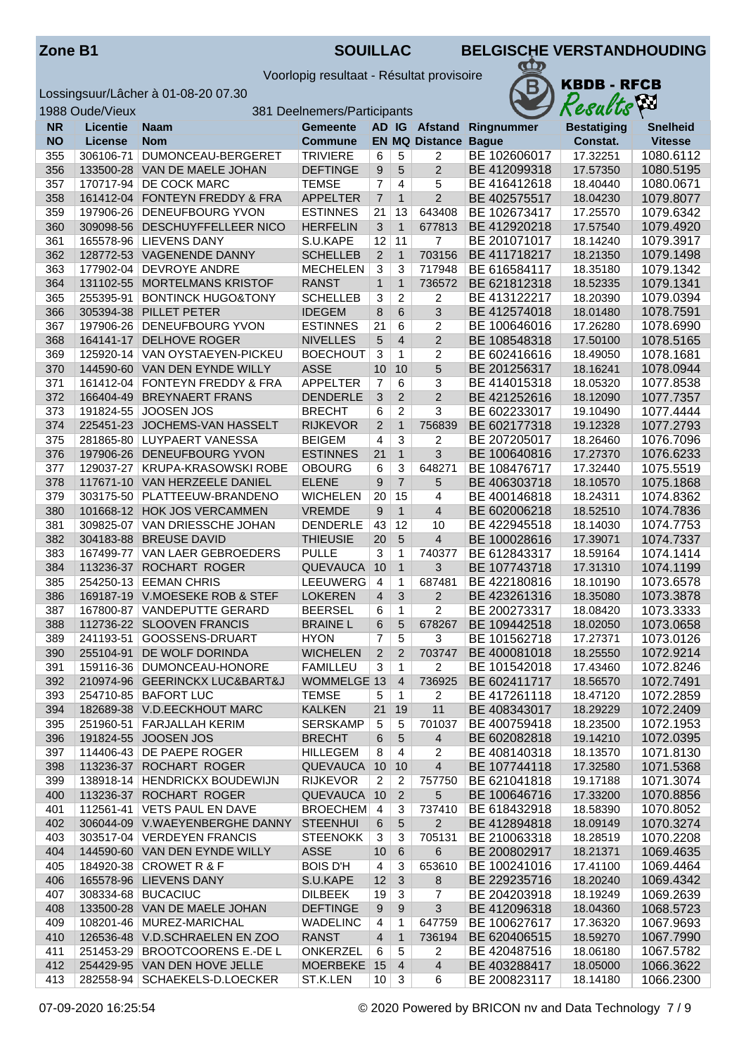# Zone B1 — SOUILLAC — BELGISCHE VERSTANDHOUDING

Voorlopig resultaat - Résultat provisoire

KBDB - RFCB Results

Lossingsuur/Lâcher à 01-08-20 07.30

1988 Oude/Vieux — 381 Deelnemers/Participants

| NR NO | Licentie License | Naam Nom | Gemeente Commune | AD EN | IG MQ | Afstand Distance | Ringnummer Bague | Bestatiging Constat. | Snelheid Vitesse |
|---|---|---|---|---|---|---|---|---|---|
| 355 | 306106-71 | DUMONCEAU-BERGERET | TRIVIERE | 6 | 5 | 2 | BE 102606017 | 17.32251 | 1080.6112 |
| 356 | 133500-28 | VAN DE MAELE JOHAN | DEFTINGE | 9 | 5 | 2 | BE 412099318 | 17.57350 | 1080.5195 |
| 357 | 170717-94 | DE COCK MARC | TEMSE | 7 | 4 | 5 | BE 416412618 | 18.40440 | 1080.0671 |
| 358 | 161412-04 | FONTEYN FREDDY & FRA | APPELTER | 7 | 1 | 2 | BE 402575517 | 18.04230 | 1079.8077 |
| 359 | 197906-26 | DENEUFBOURG YVON | ESTINNES | 21 | 13 | 643408 | BE 102673417 | 17.25570 | 1079.6342 |
| 360 | 309098-56 | DESCHUYFFELEER NICO | HERFELIN | 3 | 1 | 677813 | BE 412920218 | 17.57540 | 1079.4920 |
| 361 | 165578-96 | LIEVENS DANY | S.U.KAPE | 12 | 11 | 7 | BE 201071017 | 18.14240 | 1079.3917 |
| 362 | 128772-53 | VAGENENDE DANNY | SCHELLEB | 2 | 1 | 703156 | BE 411718217 | 18.21350 | 1079.1498 |
| 363 | 177902-04 | DEVROYE ANDRE | MECHELEN | 3 | 3 | 717948 | BE 616584117 | 18.35180 | 1079.1342 |
| 364 | 131102-55 | MORTELMANS KRISTOF | RANST | 1 | 1 | 736572 | BE 621812318 | 18.52335 | 1079.1341 |
| 365 | 255395-91 | BONTINCK HUGO&TONY | SCHELLEB | 3 | 2 | 2 | BE 413122217 | 18.20390 | 1079.0394 |
| 366 | 305394-38 | PILLET PETER | IDEGEM | 8 | 6 | 3 | BE 412574018 | 18.01480 | 1078.7591 |
| 367 | 197906-26 | DENEUFBOURG YVON | ESTINNES | 21 | 6 | 2 | BE 100646016 | 17.26280 | 1078.6990 |
| 368 | 164141-17 | DELHOVE ROGER | NIVELLES | 5 | 4 | 2 | BE 108548318 | 17.50100 | 1078.5165 |
| 369 | 125920-14 | VAN OYSTAEYEN-PICKEU | BOECHOUT | 3 | 1 | 2 | BE 602416616 | 18.49050 | 1078.1681 |
| 370 | 144590-60 | VAN DEN EYNDE WILLY | ASSE | 10 | 10 | 5 | BE 201256317 | 18.16241 | 1078.0944 |
| 371 | 161412-04 | FONTEYN FREDDY & FRA | APPELTER | 7 | 6 | 3 | BE 414015318 | 18.05320 | 1077.8538 |
| 372 | 166404-49 | BREYNAERT FRANS | DENDERLE | 3 | 2 | 2 | BE 421252616 | 18.12090 | 1077.7357 |
| 373 | 191824-55 | JOOSEN JOS | BRECHT | 6 | 2 | 3 | BE 602233017 | 19.10490 | 1077.4444 |
| 374 | 225451-23 | JOCHEMS-VAN HASSELT | RIJKEVOR | 2 | 1 | 756839 | BE 602177318 | 19.12328 | 1077.2793 |
| 375 | 281865-80 | LUYPAERT VANESSA | BEIGEM | 4 | 3 | 2 | BE 207205017 | 18.26460 | 1076.7096 |
| 376 | 197906-26 | DENEUFBOURG YVON | ESTINNES | 21 | 1 | 3 | BE 100640816 | 17.27370 | 1076.6233 |
| 377 | 129037-27 | KRUPA-KRASOWSKI ROBE | OBOURG | 6 | 3 | 648271 | BE 108476717 | 17.32440 | 1075.5519 |
| 378 | 117671-10 | VAN HERZEELE DANIEL | ELENE | 9 | 7 | 5 | BE 406303718 | 18.10570 | 1075.1868 |
| 379 | 303175-50 | PLATTEEUW-BRANDENO | WICHELEN | 20 | 15 | 4 | BE 400146818 | 18.24311 | 1074.8362 |
| 380 | 101668-12 | HOK JOS VERCAMMEN | VREMDE | 9 | 1 | 4 | BE 602006218 | 18.52510 | 1074.7836 |
| 381 | 309825-07 | VAN DRIESSCHE JOHAN | DENDERLE | 43 | 12 | 10 | BE 422945518 | 18.14030 | 1074.7753 |
| 382 | 304183-88 | BREUSE DAVID | THIEUSIE | 20 | 5 | 4 | BE 100028616 | 17.39071 | 1074.7337 |
| 383 | 167499-77 | VAN LAER GEBROEDERS | PULLE | 3 | 1 | 740377 | BE 612843317 | 18.59164 | 1074.1414 |
| 384 | 113236-37 | ROCHART ROGER | QUEVAUCA | 10 | 1 | 3 | BE 107743718 | 17.31310 | 1074.1199 |
| 385 | 254250-13 | EEMAN CHRIS | LEEUWERG | 4 | 1 | 687481 | BE 422180816 | 18.10190 | 1073.6578 |
| 386 | 169187-19 | V.MOESEKE ROB & STEF | LOKEREN | 4 | 3 | 2 | BE 423261316 | 18.35080 | 1073.3878 |
| 387 | 167800-87 | VANDEPUTTE GERARD | BEERSEL | 6 | 1 | 2 | BE 200273317 | 18.08420 | 1073.3333 |
| 388 | 112736-22 | SLOOVEN FRANCIS | BRAINE L | 6 | 5 | 678267 | BE 109442518 | 18.02050 | 1073.0658 |
| 389 | 241193-51 | GOOSSENS-DRUART | HYON | 7 | 5 | 3 | BE 101562718 | 17.27371 | 1073.0126 |
| 390 | 255104-91 | DE WOLF DORINDA | WICHELEN | 2 | 2 | 703747 | BE 400081018 | 18.25550 | 1072.9214 |
| 391 | 159116-36 | DUMONCEAU-HONORE | FAMILLEU | 3 | 1 | 2 | BE 101542018 | 17.43460 | 1072.8246 |
| 392 | 210974-96 | GEERINCKX LUC&BART&J | WOMMELGE | 13 | 4 | 736925 | BE 602411717 | 18.56570 | 1072.7491 |
| 393 | 254710-85 | BAFORT LUC | TEMSE | 5 | 1 | 2 | BE 417261118 | 18.47120 | 1072.2859 |
| 394 | 182689-38 | V.D.EECKHOUT MARC | KALKEN | 21 | 19 | 11 | BE 408343017 | 18.29229 | 1072.2409 |
| 395 | 251960-51 | FARJALLAH KERIM | SERSKAMP | 5 | 5 | 701037 | BE 400759418 | 18.23500 | 1072.1953 |
| 396 | 191824-55 | JOOSEN JOS | BRECHT | 6 | 5 | 4 | BE 602082818 | 19.14210 | 1072.0395 |
| 397 | 114406-43 | DE PAEPE ROGER | HILLEGEM | 8 | 4 | 2 | BE 408140318 | 18.13570 | 1071.8130 |
| 398 | 113236-37 | ROCHART ROGER | QUEVAUCA | 10 | 10 | 4 | BE 107744118 | 17.32580 | 1071.5368 |
| 399 | 138918-14 | HENDRICKX BOUDEWIJN | RIJKEVOR | 2 | 2 | 757750 | BE 621041818 | 19.17188 | 1071.3074 |
| 400 | 113236-37 | ROCHART ROGER | QUEVAUCA | 10 | 2 | 5 | BE 100646716 | 17.33200 | 1070.8856 |
| 401 | 112561-41 | VETS PAUL EN DAVE | BROECHEM | 4 | 3 | 737410 | BE 618432918 | 18.58390 | 1070.8052 |
| 402 | 306044-09 | V.WAEYENBERGHE DANNY | STEENHUI | 6 | 5 | 2 | BE 412894818 | 18.09149 | 1070.3274 |
| 403 | 303517-04 | VERDEYEN FRANCIS | STEENOKK | 3 | 3 | 705131 | BE 210063318 | 18.28519 | 1070.2208 |
| 404 | 144590-60 | VAN DEN EYNDE WILLY | ASSE | 10 | 6 | 6 | BE 200802917 | 18.21371 | 1069.4635 |
| 405 | 184920-38 | CROWET R & F | BOIS D'H | 4 | 3 | 653610 | BE 100241016 | 17.41100 | 1069.4464 |
| 406 | 165578-96 | LIEVENS DANY | S.U.KAPE | 12 | 3 | 8 | BE 229235716 | 18.20240 | 1069.4342 |
| 407 | 308334-68 | BUCACIUC | DILBEEK | 19 | 3 | 7 | BE 204203918 | 18.19249 | 1069.2639 |
| 408 | 133500-28 | VAN DE MAELE JOHAN | DEFTINGE | 9 | 9 | 3 | BE 412096318 | 18.04360 | 1068.5723 |
| 409 | 108201-46 | MUREZ-MARICHAL | WADELINC | 4 | 1 | 647759 | BE 100627617 | 17.36320 | 1067.9693 |
| 410 | 126536-48 | V.D.SCHRAELEN EN ZOO | RANST | 4 | 1 | 736194 | BE 620406515 | 18.59270 | 1067.7990 |
| 411 | 251453-29 | BROOTCOORENS E.-DE L | ONKERZEL | 6 | 5 | 2 | BE 420487516 | 18.06180 | 1067.5782 |
| 412 | 254429-95 | VAN DEN HOVE JELLE | MOERBEKE | 15 | 4 | 4 | BE 403288417 | 18.05000 | 1066.3622 |
| 413 | 282558-94 | SCHAEKELS-D.LOECKER | ST.K.LEN | 10 | 3 | 6 | BE 200823117 | 18.14180 | 1066.2300 |

07-09-2020 16:25:54 — © 2020 Powered by BRICON nv and Data Technology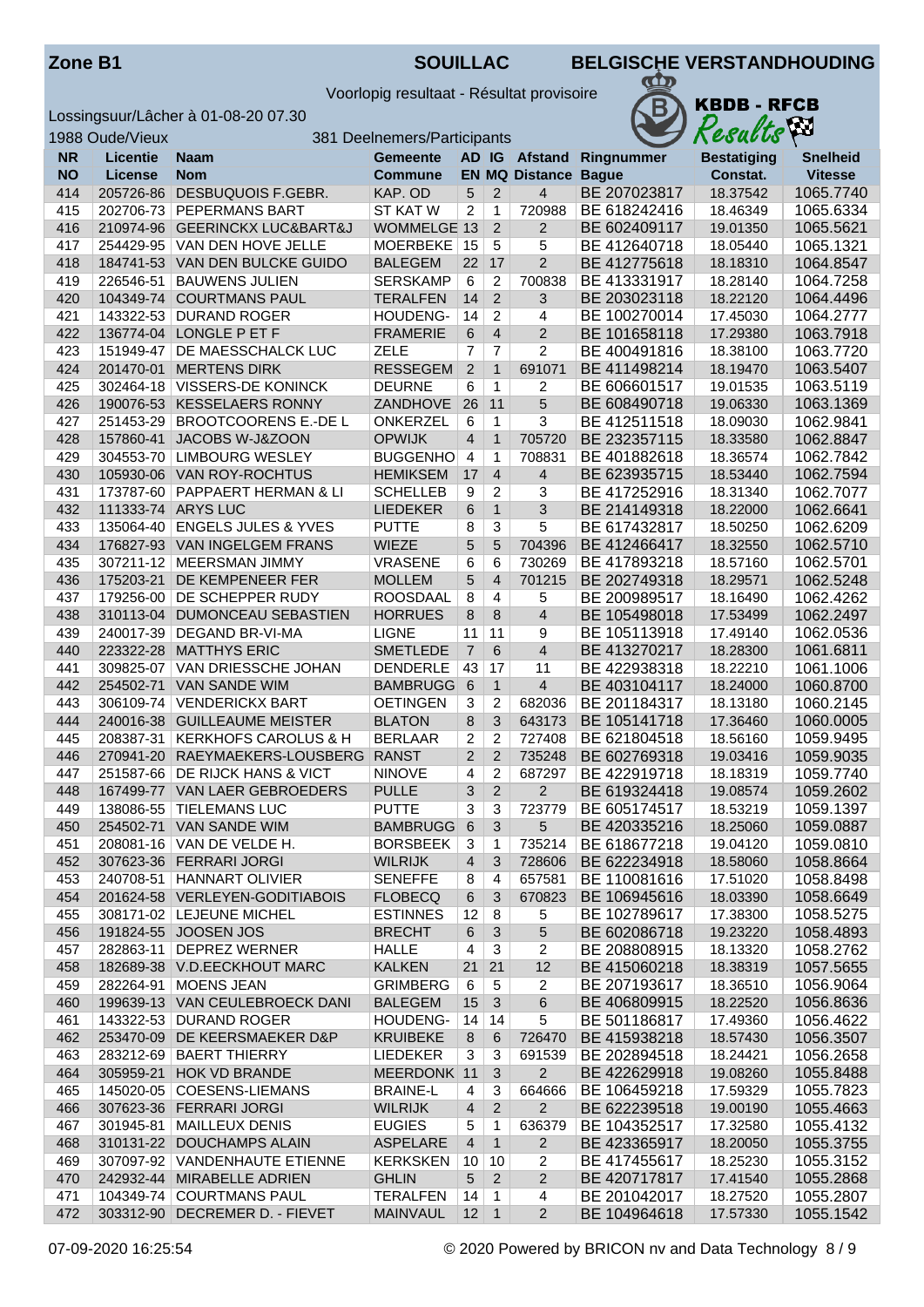**Zone B1** **SOUILLAC** **BELGISCHE VERSTANDHOUDING**

Voorlopig resultaat - Résultat provisoire

KBDB - RFCB Results

Lossingsuur/Lâcher à 01-08-20 07.30

1988 Oude/Vieux 381 Deelnemers/Participants

| NR NO | Licentie License | Naam Nom | Gemeente Commune | AD EN | IG MQ | Afstand Distance | Ringnummer Bague | Bestatiging Constat. | Snelheid Vitesse |
|---|---|---|---|---|---|---|---|---|---|
| 414 | 205726-86 | DESBUQUOIS F.GEBR. | KAP. OD | 5 | 2 | 4 | BE 207023817 | 18.37542 | 1065.7740 |
| 415 | 202706-73 | PEPERMANS BART | ST KAT W | 2 | 1 | 720988 | BE 618242416 | 18.46349 | 1065.6334 |
| 416 | 210974-96 | GEERINCKX LUC&BART&J | WOMMELGE | 13 | 2 | 2 | BE 602409117 | 19.01350 | 1065.5621 |
| 417 | 254429-95 | VAN DEN HOVE JELLE | MOERBEKE | 15 | 5 | 5 | BE 412640718 | 18.05440 | 1065.1321 |
| 418 | 184741-53 | VAN DEN BULCKE GUIDO | BALEGEM | 22 | 17 | 2 | BE 412775618 | 18.18310 | 1064.8547 |
| 419 | 226546-51 | BAUWENS JULIEN | SERSKAMP | 6 | 2 | 700838 | BE 413331917 | 18.28140 | 1064.7258 |
| 420 | 104349-74 | COURTMANS PAUL | TERALFEN | 14 | 2 | 3 | BE 203023118 | 18.22120 | 1064.4496 |
| 421 | 143322-53 | DURAND ROGER | HOUDENG- | 14 | 2 | 4 | BE 100270014 | 17.45030 | 1064.2777 |
| 422 | 136774-04 | LONGLE P ET F | FRAMERIE | 6 | 4 | 2 | BE 101658118 | 17.29380 | 1063.7918 |
| 423 | 151949-47 | DE MAESSCHALCK LUC | ZELE | 7 | 7 | 2 | BE 400491816 | 18.38100 | 1063.7720 |
| 424 | 201470-01 | MERTENS DIRK | RESSEGEM | 2 | 1 | 691071 | BE 411498214 | 18.19470 | 1063.5407 |
| 425 | 302464-18 | VISSERS-DE KONINCK | DEURNE | 6 | 1 | 2 | BE 606601517 | 19.01535 | 1063.5119 |
| 426 | 190076-53 | KESSELAERS RONNY | ZANDHOVE | 26 | 11 | 5 | BE 608490718 | 19.06330 | 1063.1369 |
| 427 | 251453-29 | BROOTCOORENS E.-DE L | ONKERZEL | 6 | 1 | 3 | BE 412511518 | 18.09030 | 1062.9841 |
| 428 | 157860-41 | JACOBS W-J&ZOON | OPWIJK | 4 | 1 | 705720 | BE 232357115 | 18.33580 | 1062.8847 |
| 429 | 304553-70 | LIMBOURG WESLEY | BUGGENHO | 4 | 1 | 708831 | BE 401882618 | 18.36574 | 1062.7842 |
| 430 | 105930-06 | VAN ROY-ROCHTUS | HEMIKSEM | 17 | 4 | 4 | BE 623935715 | 18.53440 | 1062.7594 |
| 431 | 173787-60 | PAPPAERT HERMAN & LI | SCHELLEB | 9 | 2 | 3 | BE 417252916 | 18.31340 | 1062.7077 |
| 432 | 111333-74 | ARYS LUC | LIEDEKER | 6 | 1 | 3 | BE 214149318 | 18.22000 | 1062.6641 |
| 433 | 135064-40 | ENGELS JULES & YVES | PUTTE | 8 | 3 | 5 | BE 617432817 | 18.50250 | 1062.6209 |
| 434 | 176827-93 | VAN INGELGEM FRANS | WIEZE | 5 | 5 | 704396 | BE 412466417 | 18.32550 | 1062.5710 |
| 435 | 307211-12 | MEERSMAN JIMMY | VRASENE | 6 | 6 | 730269 | BE 417893218 | 18.57160 | 1062.5701 |
| 436 | 175203-21 | DE KEMPENEER FER | MOLLEM | 5 | 4 | 701215 | BE 202749318 | 18.29571 | 1062.5248 |
| 437 | 179256-00 | DE SCHEPPER RUDY | ROOSDAAL | 8 | 4 | 5 | BE 200989517 | 18.16490 | 1062.4262 |
| 438 | 310113-04 | DUMONCEAU SEBASTIEN | HORRUES | 8 | 8 | 4 | BE 105498018 | 17.53499 | 1062.2497 |
| 439 | 240017-39 | DEGAND BR-VI-MA | LIGNE | 11 | 11 | 9 | BE 105113918 | 17.49140 | 1062.0536 |
| 440 | 223322-28 | MATTHYS ERIC | SMETLEDE | 7 | 6 | 4 | BE 413270217 | 18.28300 | 1061.6811 |
| 441 | 309825-07 | VAN DRIESSCHE JOHAN | DENDERLE | 43 | 17 | 11 | BE 422938318 | 18.22210 | 1061.1006 |
| 442 | 254502-71 | VAN SANDE WIM | BAMBRUGG | 6 | 1 | 4 | BE 403104117 | 18.24000 | 1060.8700 |
| 443 | 306109-74 | VENDERICKX BART | OETINGEN | 3 | 2 | 682036 | BE 201184317 | 18.13180 | 1060.2145 |
| 444 | 240016-38 | GUILLEAUME MEISTER | BLATON | 8 | 3 | 643173 | BE 105141718 | 17.36460 | 1060.0005 |
| 445 | 208387-31 | KERKHOFS CAROLUS & H | BERLAAR | 2 | 2 | 727408 | BE 621804518 | 18.56160 | 1059.9495 |
| 446 | 270941-20 | RAEYMAEKERS-LOUSBERG | RANST | 2 | 2 | 735248 | BE 602769318 | 19.03416 | 1059.9035 |
| 447 | 251587-66 | DE RIJCK HANS & VICT | NINOVE | 4 | 2 | 687297 | BE 422919718 | 18.18319 | 1059.7740 |
| 448 | 167499-77 | VAN LAER GEBROEDERS | PULLE | 3 | 2 | 2 | BE 619324418 | 19.08574 | 1059.2602 |
| 449 | 138086-55 | TIELEMANS LUC | PUTTE | 3 | 3 | 723779 | BE 605174517 | 18.53219 | 1059.1397 |
| 450 | 254502-71 | VAN SANDE WIM | BAMBRUGG | 6 | 3 | 5 | BE 420335216 | 18.25060 | 1059.0887 |
| 451 | 208081-16 | VAN DE VELDE H. | BORSBEEK | 3 | 1 | 735214 | BE 618677218 | 19.04120 | 1059.0810 |
| 452 | 307623-36 | FERRARI JORGI | WILRIJK | 4 | 3 | 728606 | BE 622234918 | 18.58060 | 1058.8664 |
| 453 | 240708-51 | HANNART OLIVIER | SENEFFE | 8 | 4 | 657581 | BE 110081616 | 17.51020 | 1058.8498 |
| 454 | 201624-58 | VERLEYEN-GODITIABOIS | FLOBECQ | 6 | 3 | 670823 | BE 106945616 | 18.03390 | 1058.6649 |
| 455 | 308171-02 | LEJEUNE MICHEL | ESTINNES | 12 | 8 | 5 | BE 102789617 | 17.38300 | 1058.5275 |
| 456 | 191824-55 | JOOSEN JOS | BRECHT | 6 | 3 | 5 | BE 602086718 | 19.23220 | 1058.4893 |
| 457 | 282863-11 | DEPREZ WERNER | HALLE | 4 | 3 | 2 | BE 208808915 | 18.13320 | 1058.2762 |
| 458 | 182689-38 | V.D.EECKHOUT MARC | KALKEN | 21 | 21 | 12 | BE 415060218 | 18.38319 | 1057.5655 |
| 459 | 282264-91 | MOENS JEAN | GRIMBERG | 6 | 5 | 2 | BE 207193617 | 18.36510 | 1056.9064 |
| 460 | 199639-13 | VAN CEULEBROECK DANI | BALEGEM | 15 | 3 | 6 | BE 406809915 | 18.22520 | 1056.8636 |
| 461 | 143322-53 | DURAND ROGER | HOUDENG- | 14 | 14 | 5 | BE 501186817 | 17.49360 | 1056.4622 |
| 462 | 253470-09 | DE KEERSMAEKER D&P | KRUIBEKE | 8 | 6 | 726470 | BE 415938218 | 18.57430 | 1056.3507 |
| 463 | 283212-69 | BAERT THIERRY | LIEDEKER | 3 | 3 | 691539 | BE 202894518 | 18.24421 | 1056.2658 |
| 464 | 305959-21 | HOK VD BRANDE | MEERDONK | 11 | 3 | 2 | BE 422629918 | 19.08260 | 1055.8488 |
| 465 | 145020-05 | COESENS-LIEMANS | BRAINE-L | 4 | 3 | 664666 | BE 106459218 | 17.59329 | 1055.7823 |
| 466 | 307623-36 | FERRARI JORGI | WILRIJK | 4 | 2 | 2 | BE 622239518 | 19.00190 | 1055.4663 |
| 467 | 301945-81 | MAILLEUX DENIS | EUGIES | 5 | 1 | 636379 | BE 104352517 | 17.32580 | 1055.4132 |
| 468 | 310131-22 | DOUCHAMPS ALAIN | ASPELARE | 4 | 1 | 2 | BE 423365917 | 18.20050 | 1055.3755 |
| 469 | 307097-92 | VANDENHAUTE ETIENNE | KERKSKEN | 10 | 10 | 2 | BE 417455617 | 18.25230 | 1055.3152 |
| 470 | 242932-44 | MIRABELLE ADRIEN | GHLIN | 5 | 2 | 2 | BE 420717817 | 17.41540 | 1055.2868 |
| 471 | 104349-74 | COURTMANS PAUL | TERALFEN | 14 | 1 | 4 | BE 201042017 | 18.27520 | 1055.2807 |
| 472 | 303312-90 | DECREMER D. - FIEVET | MAINVAUL | 12 | 1 | 2 | BE 104964618 | 17.57330 | 1055.1542 |

07-09-2020 16:25:54 © 2020 Powered by BRICON nv and Data Technology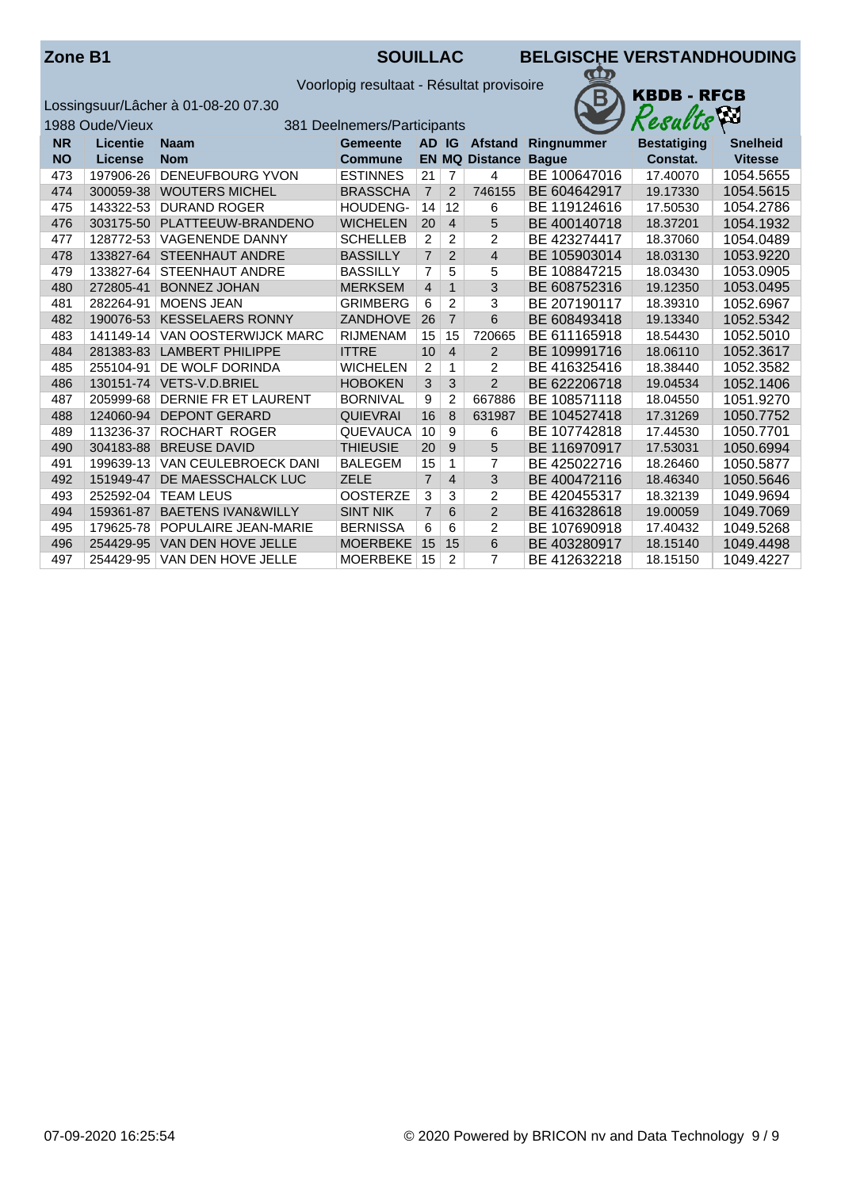**Zone B1** **SOUILLAC** **BELGISCHE VERSTANDHOUDING**

Voorlopig resultaat - Résultat provisoire

KBDB - RFCB
Results

Lossingsuur/Lâcher à 01-08-20 07.30

1988 Oude/Vieux

381 Deelnemers/Participants

| NR<br>NO | Licentie<br>License | Naam<br>Nom | Gemeente<br>Commune | AD<br>EN | IG<br>MQ | Afstand<br>Distance | Ringnummer<br>Bague | Bestatiging<br>Constat. | Snelheid<br>Vitesse |
|---|---|---|---|---|---|---|---|---|---|
| 473 | 197906-26 | DENEUFBOURG YVON | ESTINNES | 21 | 7 | 4 | BE 100647016 | 17.40070 | 1054.5655 |
| 474 | 300059-38 | WOUTERS MICHEL | BRASSCHA | 7 | 2 | 746155 | BE 604642917 | 19.17330 | 1054.5615 |
| 475 | 143322-53 | DURAND ROGER | HOUDENG- | 14 | 12 | 6 | BE 119124616 | 17.50530 | 1054.2786 |
| 476 | 303175-50 | PLATTEEUW-BRANDENO | WICHELEN | 20 | 4 | 5 | BE 400140718 | 18.37201 | 1054.1932 |
| 477 | 128772-53 | VAGENENDE DANNY | SCHELLEB | 2 | 2 | 2 | BE 423274417 | 18.37060 | 1054.0489 |
| 478 | 133827-64 | STEENHAUT ANDRE | BASSILLY | 7 | 2 | 4 | BE 105903014 | 18.03130 | 1053.9220 |
| 479 | 133827-64 | STEENHAUT ANDRE | BASSILLY | 7 | 5 | 5 | BE 108847215 | 18.03430 | 1053.0905 |
| 480 | 272805-41 | BONNEZ JOHAN | MERKSEM | 4 | 1 | 3 | BE 608752316 | 19.12350 | 1053.0495 |
| 481 | 282264-91 | MOENS JEAN | GRIMBERG | 6 | 2 | 3 | BE 207190117 | 18.39310 | 1052.6967 |
| 482 | 190076-53 | KESSELAERS RONNY | ZANDHOVE | 26 | 7 | 6 | BE 608493418 | 19.13340 | 1052.5342 |
| 483 | 141149-14 | VAN OOSTERWIJCK MARC | RIJMENAM | 15 | 15 | 720665 | BE 611165918 | 18.54430 | 1052.5010 |
| 484 | 281383-83 | LAMBERT PHILIPPE | ITTRE | 10 | 4 | 2 | BE 109991716 | 18.06110 | 1052.3617 |
| 485 | 255104-91 | DE WOLF DORINDA | WICHELEN | 2 | 1 | 2 | BE 416325416 | 18.38440 | 1052.3582 |
| 486 | 130151-74 | VETS-V.D.BRIEL | HOBOKEN | 3 | 3 | 2 | BE 622206718 | 19.04534 | 1052.1406 |
| 487 | 205999-68 | DERNIE FR ET LAURENT | BORNIVAL | 9 | 2 | 667886 | BE 108571118 | 18.04550 | 1051.9270 |
| 488 | 124060-94 | DEPONT GERARD | QUIEVRAI | 16 | 8 | 631987 | BE 104527418 | 17.31269 | 1050.7752 |
| 489 | 113236-37 | ROCHART ROGER | QUEVAUCA | 10 | 9 | 6 | BE 107742818 | 17.44530 | 1050.7701 |
| 490 | 304183-88 | BREUSE DAVID | THIEUSIE | 20 | 9 | 5 | BE 116970917 | 17.53031 | 1050.6994 |
| 491 | 199639-13 | VAN CEULEBROECK DANI | BALEGEM | 15 | 1 | 7 | BE 425022716 | 18.26460 | 1050.5877 |
| 492 | 151949-47 | DE MAESSCHALCK LUC | ZELE | 7 | 4 | 3 | BE 400472116 | 18.46340 | 1050.5646 |
| 493 | 252592-04 | TEAM LEUS | OOSTERZE | 3 | 3 | 2 | BE 420455317 | 18.32139 | 1049.9694 |
| 494 | 159361-87 | BAETENS IVAN&WILLY | SINT NIK | 7 | 6 | 2 | BE 416328618 | 19.00059 | 1049.7069 |
| 495 | 179625-78 | POPULAIRE JEAN-MARIE | BERNISSA | 6 | 6 | 2 | BE 107690918 | 17.40432 | 1049.5268 |
| 496 | 254429-95 | VAN DEN HOVE JELLE | MOERBEKE | 15 | 15 | 6 | BE 403280917 | 18.15140 | 1049.4498 |
| 497 | 254429-95 | VAN DEN HOVE JELLE | MOERBEKE | 15 | 2 | 7 | BE 412632218 | 18.15150 | 1049.4227 |

07-09-2020 16:25:54 © 2020 Powered by BRICON nv and Data Technology